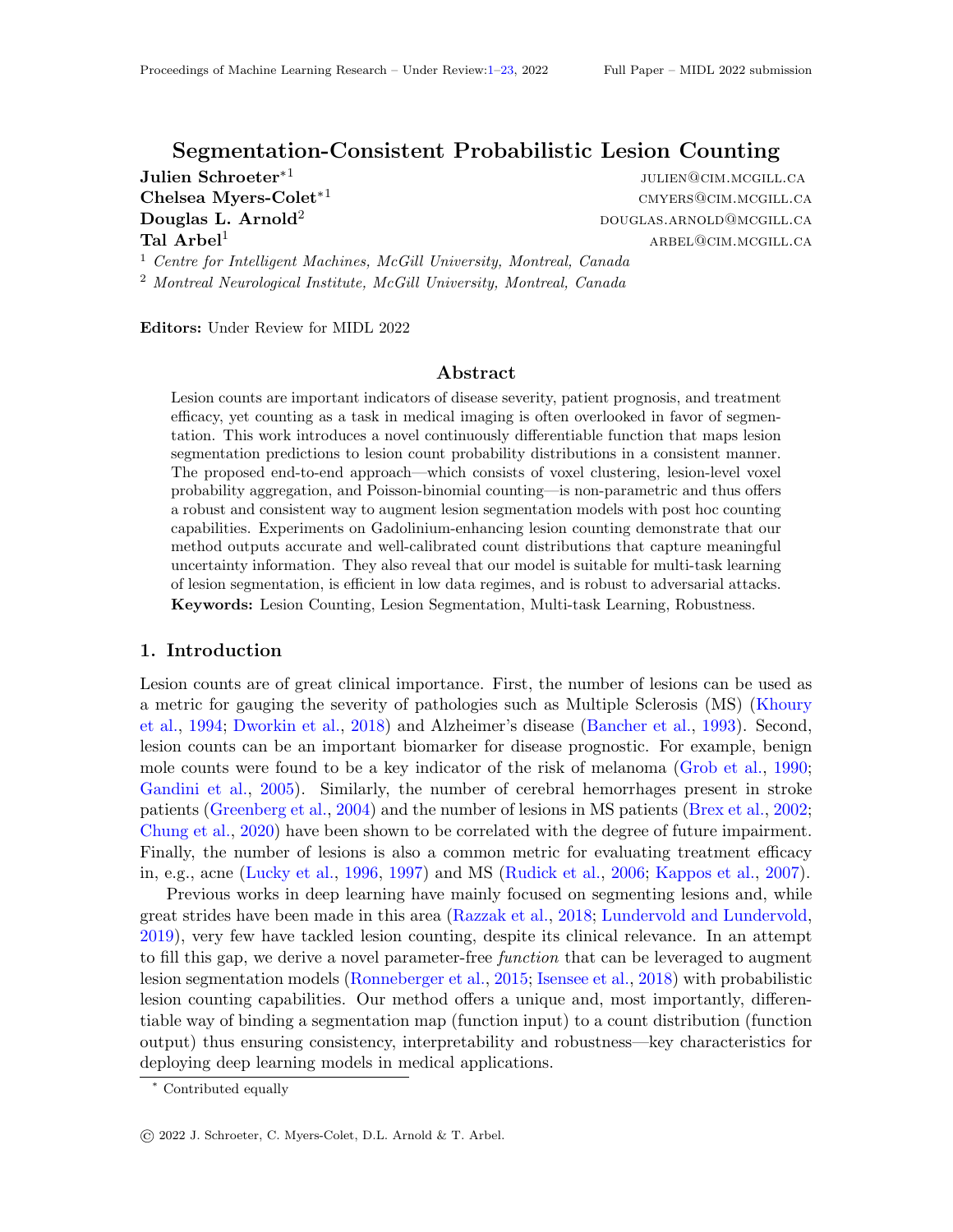# Segmentation-Consistent Probabilistic Lesion Counting

**Julien Schroeter**[*1] julien@cim.mcgill.ca
**Chelsea Myers-Colet**[*1] cmyers@cim.mcgill.ca
**Douglas L. Arnold**[2] douglas.arnold@mcgill.ca
**Tal Arbel**[1] arbel@cim.mcgill.ca

[1] *Centre for Intelligent Machines, McGill University, Montreal, Canada*
[2] *Montreal Neurological Institute, McGill University, Montreal, Canada*

**Editors:** Under Review for MIDL 2022

## Abstract

Lesion counts are important indicators of disease severity, patient prognosis, and treatment efficacy, yet counting as a task in medical imaging is often overlooked in favor of segmentation. This work introduces a novel continuously differentiable function that maps lesion segmentation predictions to lesion count probability distributions in a consistent manner. The proposed end-to-end approach—which consists of voxel clustering, lesion-level voxel probability aggregation, and Poisson-binomial counting—is non-parametric and thus offers a robust and consistent way to augment lesion segmentation models with post hoc counting capabilities. Experiments on Gadolinium-enhancing lesion counting demonstrate that our method outputs accurate and well-calibrated count distributions that capture meaningful uncertainty information. They also reveal that our model is suitable for multi-task learning of lesion segmentation, is efficient in low data regimes, and is robust to adversarial attacks.

**Keywords:** Lesion Counting, Lesion Segmentation, Multi-task Learning, Robustness.

## 1. Introduction

Lesion counts are of great clinical importance. First, the number of lesions can be used as a metric for gauging the severity of pathologies such as Multiple Sclerosis (MS) (Khoury et al., 1994; Dworkin et al., 2018) and Alzheimer's disease (Bancher et al., 1993). Second, lesion counts can be an important biomarker for disease prognostic. For example, benign mole counts were found to be a key indicator of the risk of melanoma (Grob et al., 1990; Gandini et al., 2005). Similarly, the number of cerebral hemorrhages present in stroke patients (Greenberg et al., 2004) and the number of lesions in MS patients (Brex et al., 2002; Chung et al., 2020) have been shown to be correlated with the degree of future impairment. Finally, the number of lesions is also a common metric for evaluating treatment efficacy in, e.g., acne (Lucky et al., 1996, 1997) and MS (Rudick et al., 2006; Kappos et al., 2007).

Previous works in deep learning have mainly focused on segmenting lesions and, while great strides have been made in this area (Razzak et al., 2018; Lundervold and Lundervold, 2019), very few have tackled lesion counting, despite its clinical relevance. In an attempt to fill this gap, we derive a novel parameter-free *function* that can be leveraged to augment lesion segmentation models (Ronneberger et al., 2015; Isensee et al., 2018) with probabilistic lesion counting capabilities. Our method offers a unique and, most importantly, differentiable way of binding a segmentation map (function input) to a count distribution (function output) thus ensuring consistency, interpretability and robustness—key characteristics for deploying deep learning models in medical applications.

[*] Contributed equally

© 2022 J. Schroeter, C. Myers-Colet, D.L. Arnold & T. Arbel.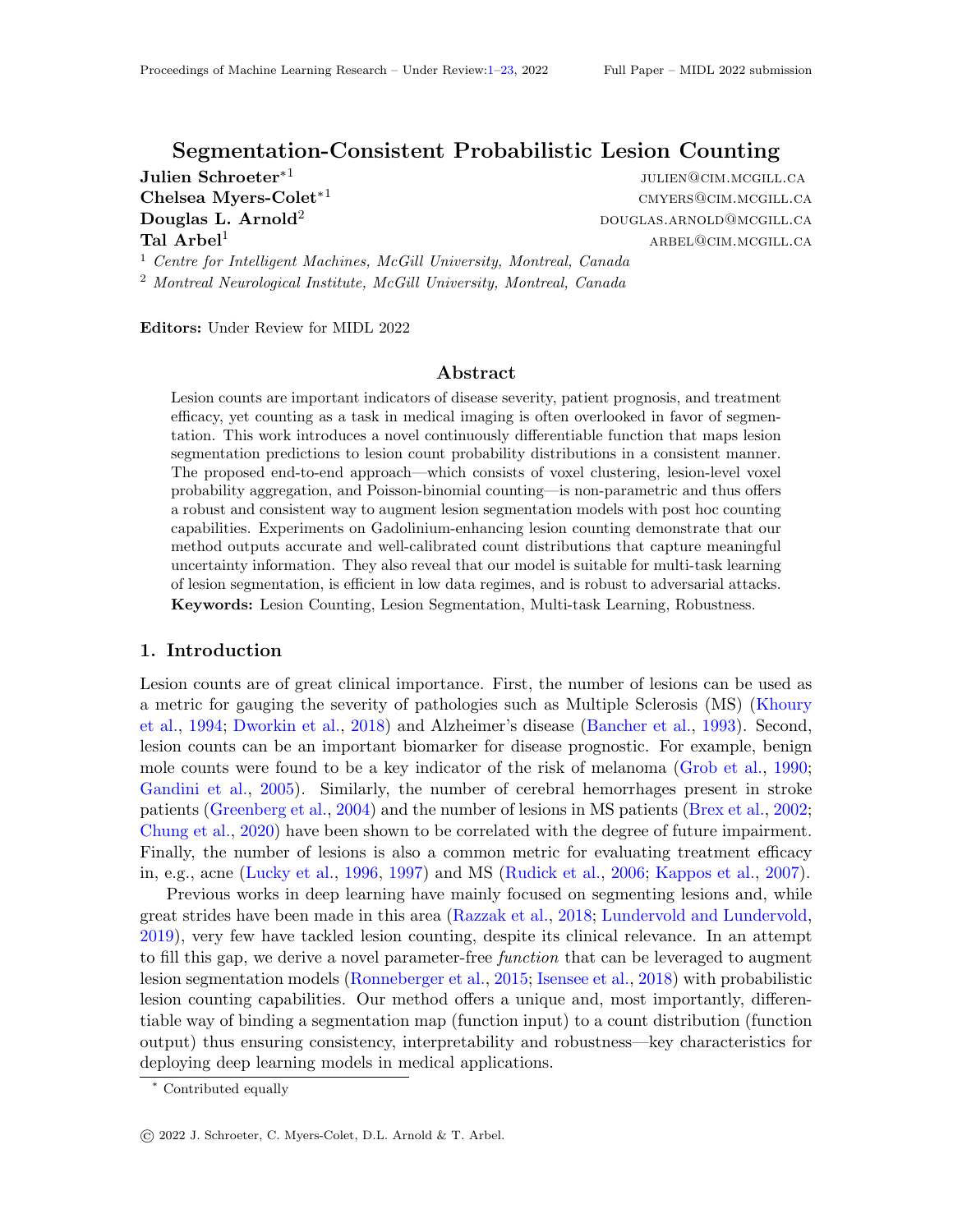# Segmentation-Consistent Probabilistic Lesion Counting

**Julien Schroeter**[*1] julien@cim.mcgill.ca
**Chelsea Myers-Colet**[*1] cmyers@cim.mcgill.ca
**Douglas L. Arnold**[2] douglas.arnold@mcgill.ca
**Tal Arbel**[1] arbel@cim.mcgill.ca

[1] *Centre for Intelligent Machines, McGill University, Montreal, Canada*
[2] *Montreal Neurological Institute, McGill University, Montreal, Canada*

**Editors:** Under Review for MIDL 2022

## Abstract

Lesion counts are important indicators of disease severity, patient prognosis, and treatment efficacy, yet counting as a task in medical imaging is often overlooked in favor of segmentation. This work introduces a novel continuously differentiable function that maps lesion segmentation predictions to lesion count probability distributions in a consistent manner. The proposed end-to-end approach—which consists of voxel clustering, lesion-level voxel probability aggregation, and Poisson-binomial counting—is non-parametric and thus offers a robust and consistent way to augment lesion segmentation models with post hoc counting capabilities. Experiments on Gadolinium-enhancing lesion counting demonstrate that our method outputs accurate and well-calibrated count distributions that capture meaningful uncertainty information. They also reveal that our model is suitable for multi-task learning of lesion segmentation, is efficient in low data regimes, and is robust to adversarial attacks.

**Keywords:** Lesion Counting, Lesion Segmentation, Multi-task Learning, Robustness.

## 1. Introduction

Lesion counts are of great clinical importance. First, the number of lesions can be used as a metric for gauging the severity of pathologies such as Multiple Sclerosis (MS) (Khoury et al., 1994; Dworkin et al., 2018) and Alzheimer's disease (Bancher et al., 1993). Second, lesion counts can be an important biomarker for disease prognostic. For example, benign mole counts were found to be a key indicator of the risk of melanoma (Grob et al., 1990; Gandini et al., 2005). Similarly, the number of cerebral hemorrhages present in stroke patients (Greenberg et al., 2004) and the number of lesions in MS patients (Brex et al., 2002; Chung et al., 2020) have been shown to be correlated with the degree of future impairment. Finally, the number of lesions is also a common metric for evaluating treatment efficacy in, e.g., acne (Lucky et al., 1996, 1997) and MS (Rudick et al., 2006; Kappos et al., 2007).

Previous works in deep learning have mainly focused on segmenting lesions and, while great strides have been made in this area (Razzak et al., 2018; Lundervold and Lundervold, 2019), very few have tackled lesion counting, despite its clinical relevance. In an attempt to fill this gap, we derive a novel parameter-free *function* that can be leveraged to augment lesion segmentation models (Ronneberger et al., 2015; Isensee et al., 2018) with probabilistic lesion counting capabilities. Our method offers a unique and, most importantly, differentiable way of binding a segmentation map (function input) to a count distribution (function output) thus ensuring consistency, interpretability and robustness—key characteristics for deploying deep learning models in medical applications.

[*] Contributed equally

© 2022 J. Schroeter, C. Myers-Colet, D.L. Arnold & T. Arbel.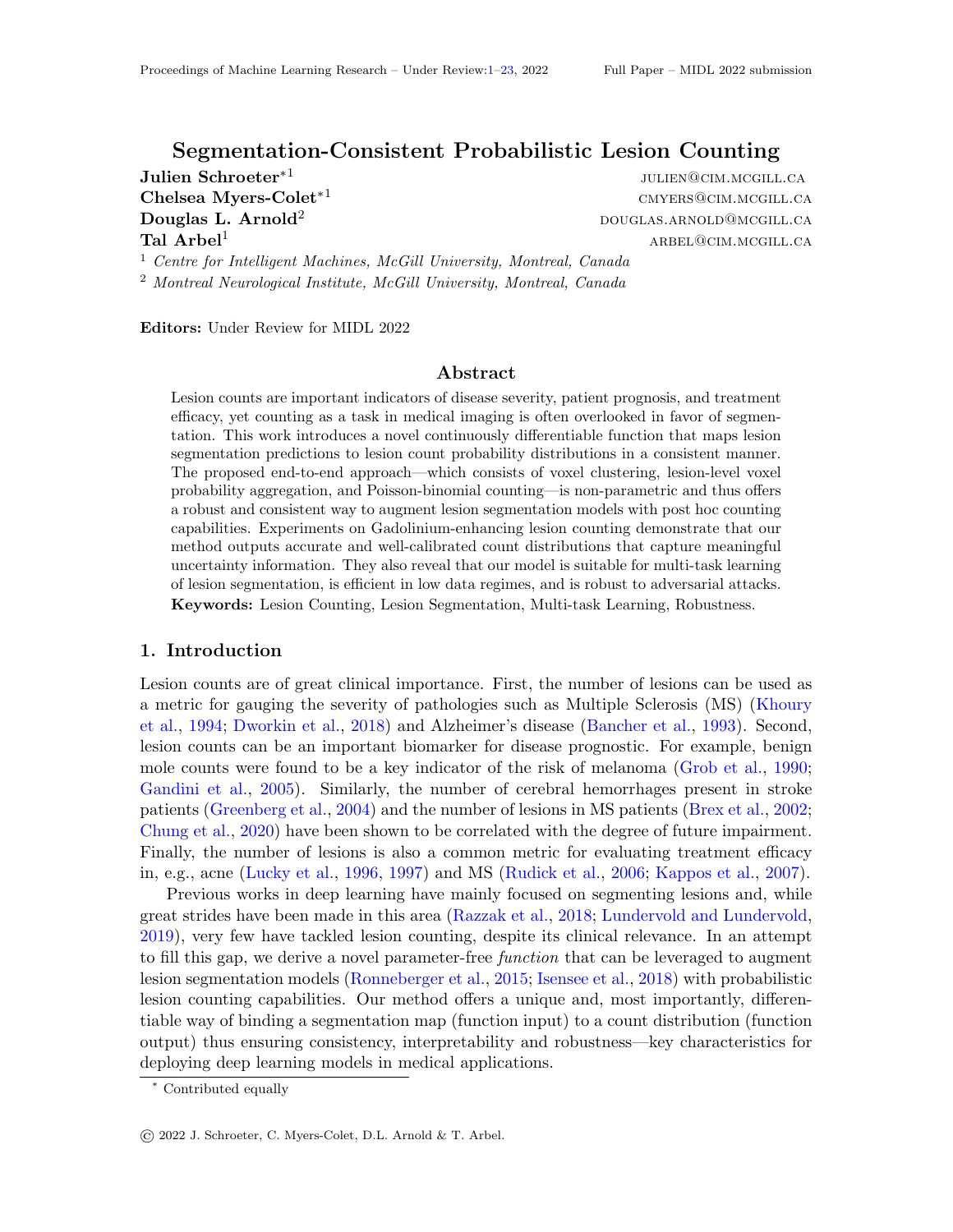# Segmentation-Consistent Probabilistic Lesion Counting

**Julien Schroeter**[*1] julien@cim.mcgill.ca
**Chelsea Myers-Colet**[*1] cmyers@cim.mcgill.ca
**Douglas L. Arnold**[2] douglas.arnold@mcgill.ca
**Tal Arbel**[1] arbel@cim.mcgill.ca

[1] *Centre for Intelligent Machines, McGill University, Montreal, Canada*
[2] *Montreal Neurological Institute, McGill University, Montreal, Canada*

**Editors:** Under Review for MIDL 2022

## Abstract

Lesion counts are important indicators of disease severity, patient prognosis, and treatment efficacy, yet counting as a task in medical imaging is often overlooked in favor of segmentation. This work introduces a novel continuously differentiable function that maps lesion segmentation predictions to lesion count probability distributions in a consistent manner. The proposed end-to-end approach—which consists of voxel clustering, lesion-level voxel probability aggregation, and Poisson-binomial counting—is non-parametric and thus offers a robust and consistent way to augment lesion segmentation models with post hoc counting capabilities. Experiments on Gadolinium-enhancing lesion counting demonstrate that our method outputs accurate and well-calibrated count distributions that capture meaningful uncertainty information. They also reveal that our model is suitable for multi-task learning of lesion segmentation, is efficient in low data regimes, and is robust to adversarial attacks.

**Keywords:** Lesion Counting, Lesion Segmentation, Multi-task Learning, Robustness.

## 1. Introduction

Lesion counts are of great clinical importance. First, the number of lesions can be used as a metric for gauging the severity of pathologies such as Multiple Sclerosis (MS) (Khoury et al., 1994; Dworkin et al., 2018) and Alzheimer's disease (Bancher et al., 1993). Second, lesion counts can be an important biomarker for disease prognostic. For example, benign mole counts were found to be a key indicator of the risk of melanoma (Grob et al., 1990; Gandini et al., 2005). Similarly, the number of cerebral hemorrhages present in stroke patients (Greenberg et al., 2004) and the number of lesions in MS patients (Brex et al., 2002; Chung et al., 2020) have been shown to be correlated with the degree of future impairment. Finally, the number of lesions is also a common metric for evaluating treatment efficacy in, e.g., acne (Lucky et al., 1996, 1997) and MS (Rudick et al., 2006; Kappos et al., 2007).

Previous works in deep learning have mainly focused on segmenting lesions and, while great strides have been made in this area (Razzak et al., 2018; Lundervold and Lundervold, 2019), very few have tackled lesion counting, despite its clinical relevance. In an attempt to fill this gap, we derive a novel parameter-free *function* that can be leveraged to augment lesion segmentation models (Ronneberger et al., 2015; Isensee et al., 2018) with probabilistic lesion counting capabilities. Our method offers a unique and, most importantly, differentiable way of binding a segmentation map (function input) to a count distribution (function output) thus ensuring consistency, interpretability and robustness—key characteristics for deploying deep learning models in medical applications.

[*] Contributed equally

© 2022 J. Schroeter, C. Myers-Colet, D.L. Arnold & T. Arbel.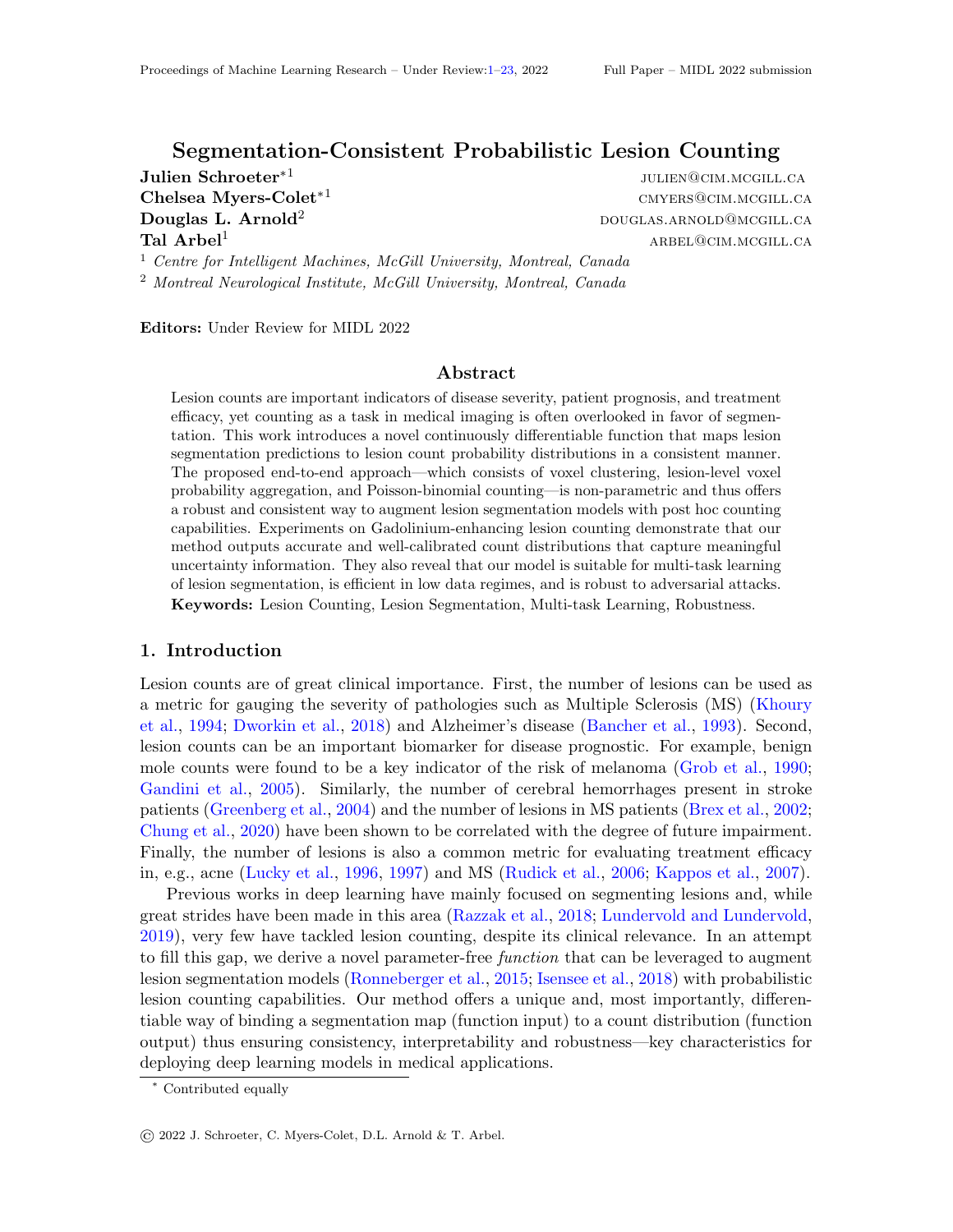# Segmentation-Consistent Probabilistic Lesion Counting

**Julien Schroeter**[*1] julien@cim.mcgill.ca
**Chelsea Myers-Colet**[*1] cmyers@cim.mcgill.ca
**Douglas L. Arnold**[2] douglas.arnold@mcgill.ca
**Tal Arbel**[1] arbel@cim.mcgill.ca

[1] *Centre for Intelligent Machines, McGill University, Montreal, Canada*
[2] *Montreal Neurological Institute, McGill University, Montreal, Canada*

**Editors:** Under Review for MIDL 2022

## Abstract

Lesion counts are important indicators of disease severity, patient prognosis, and treatment efficacy, yet counting as a task in medical imaging is often overlooked in favor of segmentation. This work introduces a novel continuously differentiable function that maps lesion segmentation predictions to lesion count probability distributions in a consistent manner. The proposed end-to-end approach—which consists of voxel clustering, lesion-level voxel probability aggregation, and Poisson-binomial counting—is non-parametric and thus offers a robust and consistent way to augment lesion segmentation models with post hoc counting capabilities. Experiments on Gadolinium-enhancing lesion counting demonstrate that our method outputs accurate and well-calibrated count distributions that capture meaningful uncertainty information. They also reveal that our model is suitable for multi-task learning of lesion segmentation, is efficient in low data regimes, and is robust to adversarial attacks.

**Keywords:** Lesion Counting, Lesion Segmentation, Multi-task Learning, Robustness.

## 1. Introduction

Lesion counts are of great clinical importance. First, the number of lesions can be used as a metric for gauging the severity of pathologies such as Multiple Sclerosis (MS) (Khoury et al., 1994; Dworkin et al., 2018) and Alzheimer's disease (Bancher et al., 1993). Second, lesion counts can be an important biomarker for disease prognostic. For example, benign mole counts were found to be a key indicator of the risk of melanoma (Grob et al., 1990; Gandini et al., 2005). Similarly, the number of cerebral hemorrhages present in stroke patients (Greenberg et al., 2004) and the number of lesions in MS patients (Brex et al., 2002; Chung et al., 2020) have been shown to be correlated with the degree of future impairment. Finally, the number of lesions is also a common metric for evaluating treatment efficacy in, e.g., acne (Lucky et al., 1996, 1997) and MS (Rudick et al., 2006; Kappos et al., 2007).

Previous works in deep learning have mainly focused on segmenting lesions and, while great strides have been made in this area (Razzak et al., 2018; Lundervold and Lundervold, 2019), very few have tackled lesion counting, despite its clinical relevance. In an attempt to fill this gap, we derive a novel parameter-free *function* that can be leveraged to augment lesion segmentation models (Ronneberger et al., 2015; Isensee et al., 2018) with probabilistic lesion counting capabilities. Our method offers a unique and, most importantly, differentiable way of binding a segmentation map (function input) to a count distribution (function output) thus ensuring consistency, interpretability and robustness—key characteristics for deploying deep learning models in medical applications.

[*] Contributed equally

© 2022 J. Schroeter, C. Myers-Colet, D.L. Arnold & T. Arbel.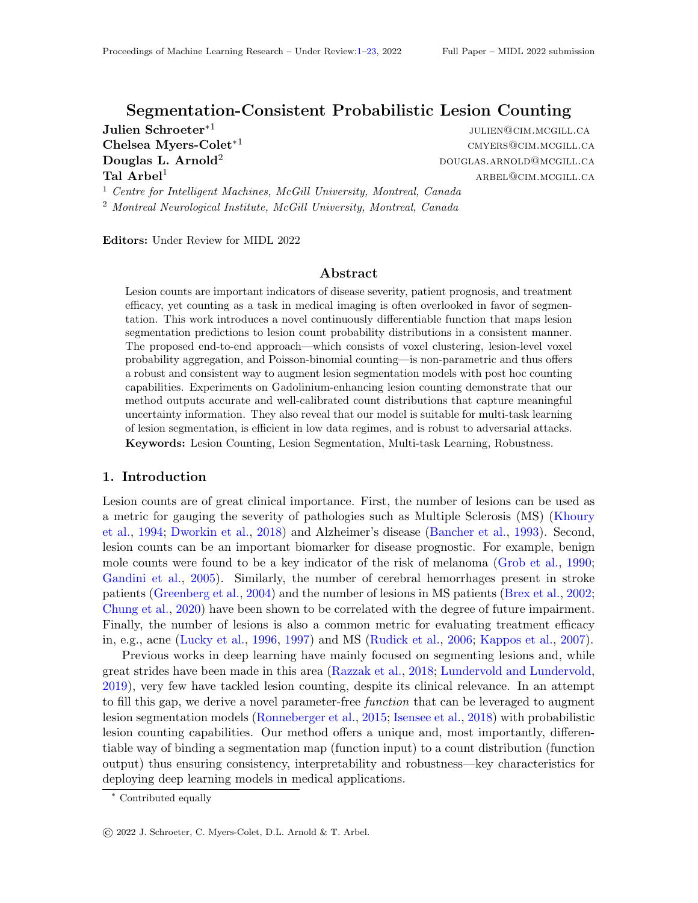# Segmentation-Consistent Probabilistic Lesion Counting

**Julien Schroeter**$^{*1}$ julien@cim.mcgill.ca

**Chelsea Myers-Colet**$^{*1}$ cmyers@cim.mcgill.ca

**Douglas L. Arnold**[2] douglas.arnold@mcgill.ca

**Tal Arbel**[1] arbel@cim.mcgill.ca

[1] *Centre for Intelligent Machines, McGill University, Montreal, Canada*

[2] *Montreal Neurological Institute, McGill University, Montreal, Canada*

**Editors:** Under Review for MIDL 2022

## Abstract

Lesion counts are important indicators of disease severity, patient prognosis, and treatment efficacy, yet counting as a task in medical imaging is often overlooked in favor of segmentation. This work introduces a novel continuously differentiable function that maps lesion segmentation predictions to lesion count probability distributions in a consistent manner. The proposed end-to-end approach—which consists of voxel clustering, lesion-level voxel probability aggregation, and Poisson-binomial counting—is non-parametric and thus offers a robust and consistent way to augment lesion segmentation models with post hoc counting capabilities. Experiments on Gadolinium-enhancing lesion counting demonstrate that our method outputs accurate and well-calibrated count distributions that capture meaningful uncertainty information. They also reveal that our model is suitable for multi-task learning of lesion segmentation, is efficient in low data regimes, and is robust to adversarial attacks.

**Keywords:** Lesion Counting, Lesion Segmentation, Multi-task Learning, Robustness.

## 1. Introduction

Lesion counts are of great clinical importance. First, the number of lesions can be used as a metric for gauging the severity of pathologies such as Multiple Sclerosis (MS) (Khoury et al., 1994; Dworkin et al., 2018) and Alzheimer's disease (Bancher et al., 1993). Second, lesion counts can be an important biomarker for disease prognostic. For example, benign mole counts were found to be a key indicator of the risk of melanoma (Grob et al., 1990; Gandini et al., 2005). Similarly, the number of cerebral hemorrhages present in stroke patients (Greenberg et al., 2004) and the number of lesions in MS patients (Brex et al., 2002; Chung et al., 2020) have been shown to be correlated with the degree of future impairment. Finally, the number of lesions is also a common metric for evaluating treatment efficacy in, e.g., acne (Lucky et al., 1996, 1997) and MS (Rudick et al., 2006; Kappos et al., 2007).

Previous works in deep learning have mainly focused on segmenting lesions and, while great strides have been made in this area (Razzak et al., 2018; Lundervold and Lundervold, 2019), very few have tackled lesion counting, despite its clinical relevance. In an attempt to fill this gap, we derive a novel parameter-free *function* that can be leveraged to augment lesion segmentation models (Ronneberger et al., 2015; Isensee et al., 2018) with probabilistic lesion counting capabilities. Our method offers a unique and, most importantly, differentiable way of binding a segmentation map (function input) to a count distribution (function output) thus ensuring consistency, interpretability and robustness—key characteristics for deploying deep learning models in medical applications.

$^{*}$ Contributed equally

© 2022 J. Schroeter, C. Myers-Colet, D.L. Arnold & T. Arbel.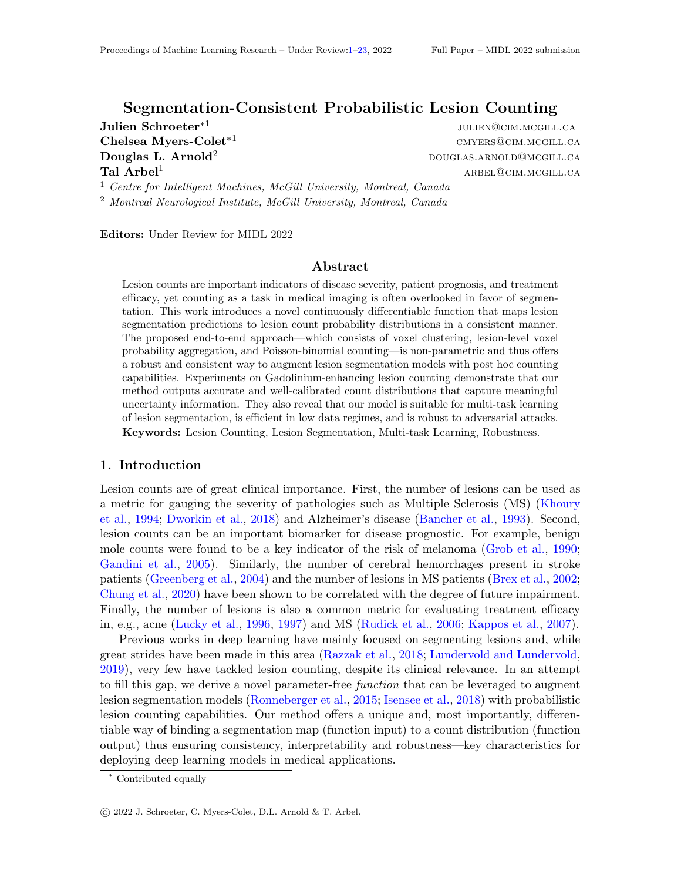# Segmentation-Consistent Probabilistic Lesion Counting

**Julien Schroeter**[*1] julien@cim.mcgill.ca
**Chelsea Myers-Colet**[*1] cmyers@cim.mcgill.ca
**Douglas L. Arnold**[2] douglas.arnold@mcgill.ca
**Tal Arbel**[1] arbel@cim.mcgill.ca

[1] *Centre for Intelligent Machines, McGill University, Montreal, Canada*
[2] *Montreal Neurological Institute, McGill University, Montreal, Canada*

**Editors:** Under Review for MIDL 2022

## Abstract

Lesion counts are important indicators of disease severity, patient prognosis, and treatment efficacy, yet counting as a task in medical imaging is often overlooked in favor of segmentation. This work introduces a novel continuously differentiable function that maps lesion segmentation predictions to lesion count probability distributions in a consistent manner. The proposed end-to-end approach—which consists of voxel clustering, lesion-level voxel probability aggregation, and Poisson-binomial counting—is non-parametric and thus offers a robust and consistent way to augment lesion segmentation models with post hoc counting capabilities. Experiments on Gadolinium-enhancing lesion counting demonstrate that our method outputs accurate and well-calibrated count distributions that capture meaningful uncertainty information. They also reveal that our model is suitable for multi-task learning of lesion segmentation, is efficient in low data regimes, and is robust to adversarial attacks.

**Keywords:** Lesion Counting, Lesion Segmentation, Multi-task Learning, Robustness.

## 1. Introduction

Lesion counts are of great clinical importance. First, the number of lesions can be used as a metric for gauging the severity of pathologies such as Multiple Sclerosis (MS) (Khoury et al., 1994; Dworkin et al., 2018) and Alzheimer's disease (Bancher et al., 1993). Second, lesion counts can be an important biomarker for disease prognostic. For example, benign mole counts were found to be a key indicator of the risk of melanoma (Grob et al., 1990; Gandini et al., 2005). Similarly, the number of cerebral hemorrhages present in stroke patients (Greenberg et al., 2004) and the number of lesions in MS patients (Brex et al., 2002; Chung et al., 2020) have been shown to be correlated with the degree of future impairment. Finally, the number of lesions is also a common metric for evaluating treatment efficacy in, e.g., acne (Lucky et al., 1996, 1997) and MS (Rudick et al., 2006; Kappos et al., 2007).

Previous works in deep learning have mainly focused on segmenting lesions and, while great strides have been made in this area (Razzak et al., 2018; Lundervold and Lundervold, 2019), very few have tackled lesion counting, despite its clinical relevance. In an attempt to fill this gap, we derive a novel parameter-free *function* that can be leveraged to augment lesion segmentation models (Ronneberger et al., 2015; Isensee et al., 2018) with probabilistic lesion counting capabilities. Our method offers a unique and, most importantly, differentiable way of binding a segmentation map (function input) to a count distribution (function output) thus ensuring consistency, interpretability and robustness—key characteristics for deploying deep learning models in medical applications.

[*] Contributed equally

© 2022 J. Schroeter, C. Myers-Colet, D.L. Arnold & T. Arbel.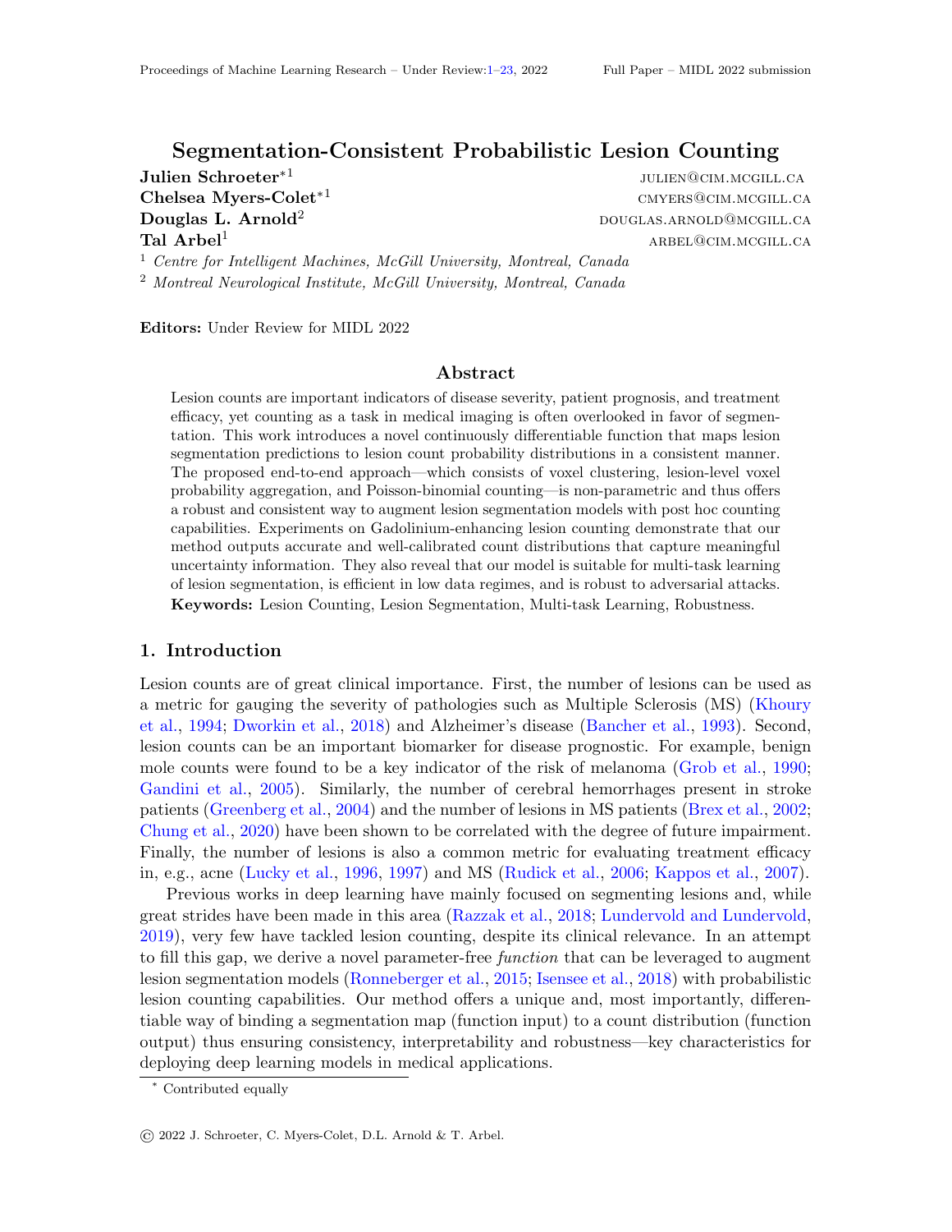# Segmentation-Consistent Probabilistic Lesion Counting

**Julien Schroeter**[*1] julien@cim.mcgill.ca
**Chelsea Myers-Colet**[*1] cmyers@cim.mcgill.ca
**Douglas L. Arnold**[2] douglas.arnold@mcgill.ca
**Tal Arbel**[1] arbel@cim.mcgill.ca

[1] *Centre for Intelligent Machines, McGill University, Montreal, Canada*
[2] *Montreal Neurological Institute, McGill University, Montreal, Canada*

**Editors:** Under Review for MIDL 2022

## Abstract

Lesion counts are important indicators of disease severity, patient prognosis, and treatment efficacy, yet counting as a task in medical imaging is often overlooked in favor of segmentation. This work introduces a novel continuously differentiable function that maps lesion segmentation predictions to lesion count probability distributions in a consistent manner. The proposed end-to-end approach—which consists of voxel clustering, lesion-level voxel probability aggregation, and Poisson-binomial counting—is non-parametric and thus offers a robust and consistent way to augment lesion segmentation models with post hoc counting capabilities. Experiments on Gadolinium-enhancing lesion counting demonstrate that our method outputs accurate and well-calibrated count distributions that capture meaningful uncertainty information. They also reveal that our model is suitable for multi-task learning of lesion segmentation, is efficient in low data regimes, and is robust to adversarial attacks.

**Keywords:** Lesion Counting, Lesion Segmentation, Multi-task Learning, Robustness.

## 1. Introduction

Lesion counts are of great clinical importance. First, the number of lesions can be used as a metric for gauging the severity of pathologies such as Multiple Sclerosis (MS) (Khoury et al., 1994; Dworkin et al., 2018) and Alzheimer's disease (Bancher et al., 1993). Second, lesion counts can be an important biomarker for disease prognostic. For example, benign mole counts were found to be a key indicator of the risk of melanoma (Grob et al., 1990; Gandini et al., 2005). Similarly, the number of cerebral hemorrhages present in stroke patients (Greenberg et al., 2004) and the number of lesions in MS patients (Brex et al., 2002; Chung et al., 2020) have been shown to be correlated with the degree of future impairment. Finally, the number of lesions is also a common metric for evaluating treatment efficacy in, e.g., acne (Lucky et al., 1996, 1997) and MS (Rudick et al., 2006; Kappos et al., 2007).

Previous works in deep learning have mainly focused on segmenting lesions and, while great strides have been made in this area (Razzak et al., 2018; Lundervold and Lundervold, 2019), very few have tackled lesion counting, despite its clinical relevance. In an attempt to fill this gap, we derive a novel parameter-free *function* that can be leveraged to augment lesion segmentation models (Ronneberger et al., 2015; Isensee et al., 2018) with probabilistic lesion counting capabilities. Our method offers a unique and, most importantly, differentiable way of binding a segmentation map (function input) to a count distribution (function output) thus ensuring consistency, interpretability and robustness—key characteristics for deploying deep learning models in medical applications.

[*] Contributed equally

© 2022 J. Schroeter, C. Myers-Colet, D.L. Arnold & T. Arbel.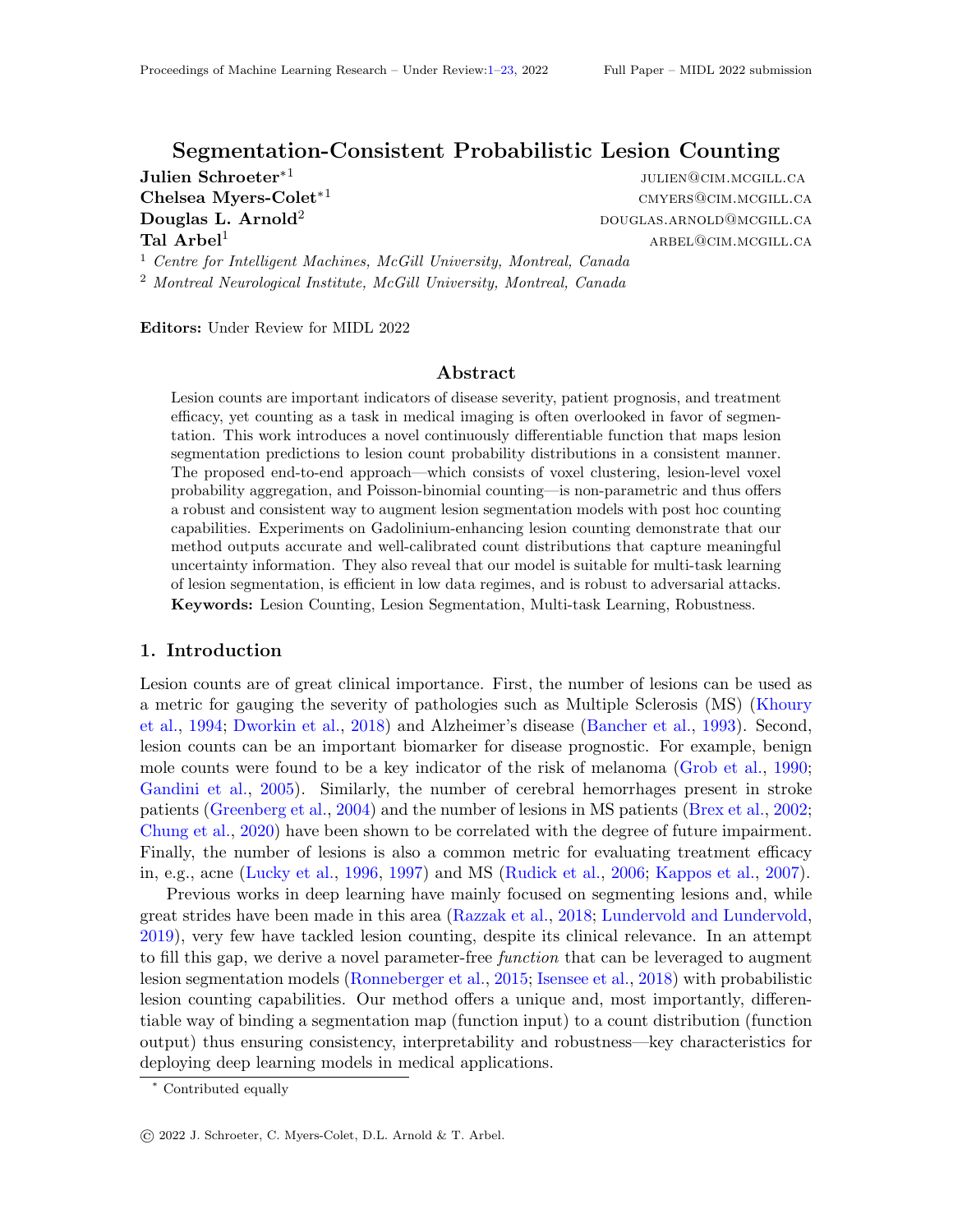# Segmentation-Consistent Probabilistic Lesion Counting

**Julien Schroeter**[*1] julien@cim.mcgill.ca
**Chelsea Myers-Colet**[*1] cmyers@cim.mcgill.ca
**Douglas L. Arnold**[2] douglas.arnold@mcgill.ca
**Tal Arbel**[1] arbel@cim.mcgill.ca

[1] *Centre for Intelligent Machines, McGill University, Montreal, Canada*
[2] *Montreal Neurological Institute, McGill University, Montreal, Canada*

**Editors:** Under Review for MIDL 2022

## Abstract

Lesion counts are important indicators of disease severity, patient prognosis, and treatment efficacy, yet counting as a task in medical imaging is often overlooked in favor of segmentation. This work introduces a novel continuously differentiable function that maps lesion segmentation predictions to lesion count probability distributions in a consistent manner. The proposed end-to-end approach—which consists of voxel clustering, lesion-level voxel probability aggregation, and Poisson-binomial counting—is non-parametric and thus offers a robust and consistent way to augment lesion segmentation models with post hoc counting capabilities. Experiments on Gadolinium-enhancing lesion counting demonstrate that our method outputs accurate and well-calibrated count distributions that capture meaningful uncertainty information. They also reveal that our model is suitable for multi-task learning of lesion segmentation, is efficient in low data regimes, and is robust to adversarial attacks.

**Keywords:** Lesion Counting, Lesion Segmentation, Multi-task Learning, Robustness.

## 1. Introduction

Lesion counts are of great clinical importance. First, the number of lesions can be used as a metric for gauging the severity of pathologies such as Multiple Sclerosis (MS) (Khoury et al., 1994; Dworkin et al., 2018) and Alzheimer's disease (Bancher et al., 1993). Second, lesion counts can be an important biomarker for disease prognostic. For example, benign mole counts were found to be a key indicator of the risk of melanoma (Grob et al., 1990; Gandini et al., 2005). Similarly, the number of cerebral hemorrhages present in stroke patients (Greenberg et al., 2004) and the number of lesions in MS patients (Brex et al., 2002; Chung et al., 2020) have been shown to be correlated with the degree of future impairment. Finally, the number of lesions is also a common metric for evaluating treatment efficacy in, e.g., acne (Lucky et al., 1996, 1997) and MS (Rudick et al., 2006; Kappos et al., 2007).

Previous works in deep learning have mainly focused on segmenting lesions and, while great strides have been made in this area (Razzak et al., 2018; Lundervold and Lundervold, 2019), very few have tackled lesion counting, despite its clinical relevance. In an attempt to fill this gap, we derive a novel parameter-free *function* that can be leveraged to augment lesion segmentation models (Ronneberger et al., 2015; Isensee et al., 2018) with probabilistic lesion counting capabilities. Our method offers a unique and, most importantly, differentiable way of binding a segmentation map (function input) to a count distribution (function output) thus ensuring consistency, interpretability and robustness—key characteristics for deploying deep learning models in medical applications.

[*] Contributed equally

© 2022 J. Schroeter, C. Myers-Colet, D.L. Arnold & T. Arbel.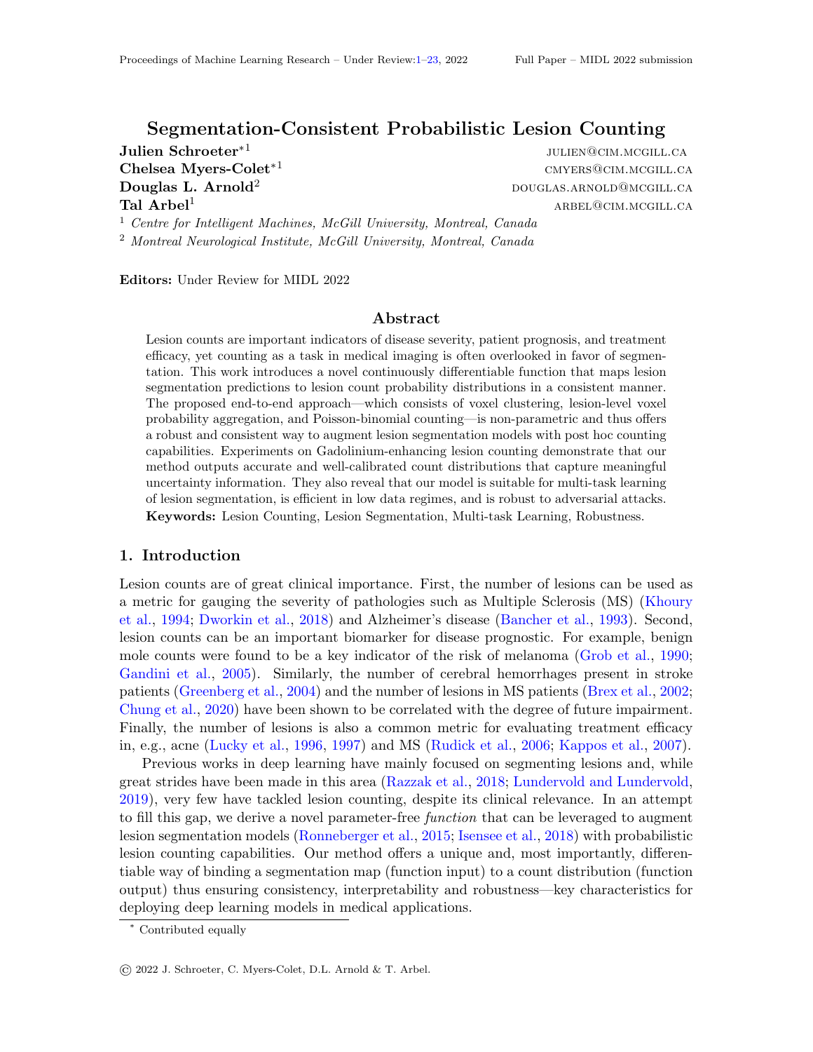# Segmentation-Consistent Probabilistic Lesion Counting

**Julien Schroeter**[*1] julien@cim.mcgill.ca

**Chelsea Myers-Colet**[*1] cmyers@cim.mcgill.ca

**Douglas L. Arnold**[2] douglas.arnold@mcgill.ca

**Tal Arbel**[1] arbel@cim.mcgill.ca

[1] *Centre for Intelligent Machines, McGill University, Montreal, Canada*

[2] *Montreal Neurological Institute, McGill University, Montreal, Canada*

**Editors:** Under Review for MIDL 2022

## Abstract

Lesion counts are important indicators of disease severity, patient prognosis, and treatment efficacy, yet counting as a task in medical imaging is often overlooked in favor of segmentation. This work introduces a novel continuously differentiable function that maps lesion segmentation predictions to lesion count probability distributions in a consistent manner. The proposed end-to-end approach—which consists of voxel clustering, lesion-level voxel probability aggregation, and Poisson-binomial counting—is non-parametric and thus offers a robust and consistent way to augment lesion segmentation models with post hoc counting capabilities. Experiments on Gadolinium-enhancing lesion counting demonstrate that our method outputs accurate and well-calibrated count distributions that capture meaningful uncertainty information. They also reveal that our model is suitable for multi-task learning of lesion segmentation, is efficient in low data regimes, and is robust to adversarial attacks.

**Keywords:** Lesion Counting, Lesion Segmentation, Multi-task Learning, Robustness.

## 1. Introduction

Lesion counts are of great clinical importance. First, the number of lesions can be used as a metric for gauging the severity of pathologies such as Multiple Sclerosis (MS) (Khoury et al., 1994; Dworkin et al., 2018) and Alzheimer's disease (Bancher et al., 1993). Second, lesion counts can be an important biomarker for disease prognostic. For example, benign mole counts were found to be a key indicator of the risk of melanoma (Grob et al., 1990; Gandini et al., 2005). Similarly, the number of cerebral hemorrhages present in stroke patients (Greenberg et al., 2004) and the number of lesions in MS patients (Brex et al., 2002; Chung et al., 2020) have been shown to be correlated with the degree of future impairment. Finally, the number of lesions is also a common metric for evaluating treatment efficacy in, e.g., acne (Lucky et al., 1996, 1997) and MS (Rudick et al., 2006; Kappos et al., 2007).

Previous works in deep learning have mainly focused on segmenting lesions and, while great strides have been made in this area (Razzak et al., 2018; Lundervold and Lundervold, 2019), very few have tackled lesion counting, despite its clinical relevance. In an attempt to fill this gap, we derive a novel parameter-free *function* that can be leveraged to augment lesion segmentation models (Ronneberger et al., 2015; Isensee et al., 2018) with probabilistic lesion counting capabilities. Our method offers a unique and, most importantly, differentiable way of binding a segmentation map (function input) to a count distribution (function output) thus ensuring consistency, interpretability and robustness—key characteristics for deploying deep learning models in medical applications.

[*] Contributed equally

© 2022 J. Schroeter, C. Myers-Colet, D.L. Arnold & T. Arbel.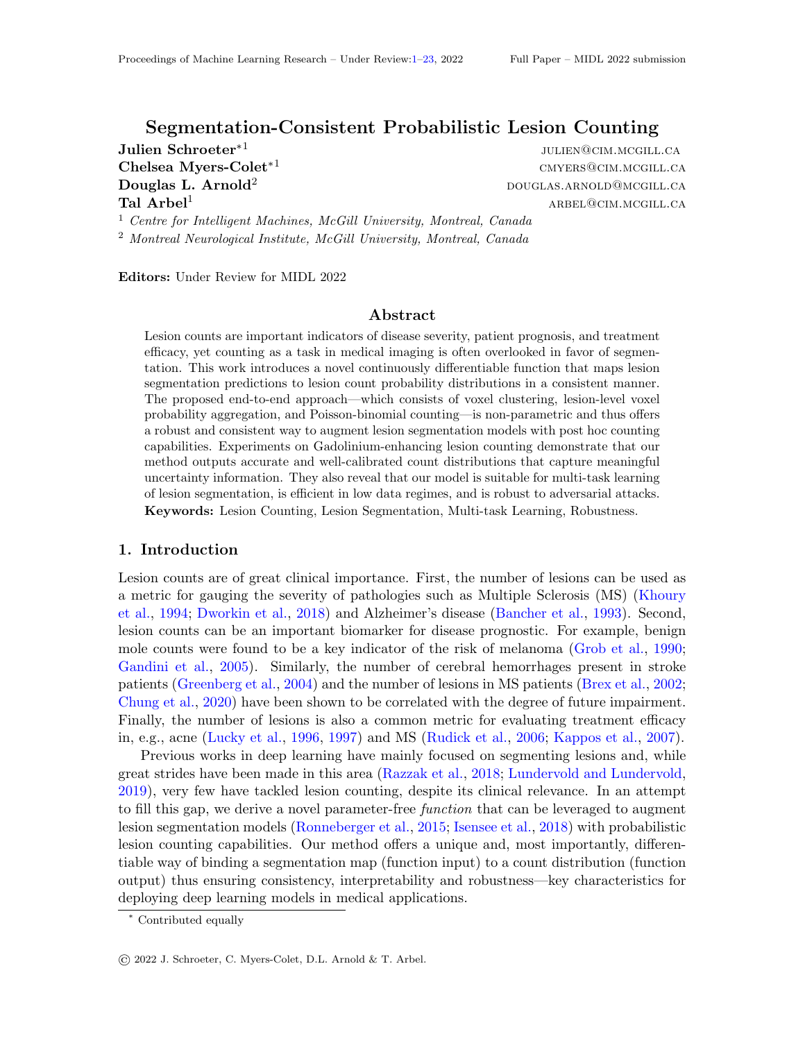# Segmentation-Consistent Probabilistic Lesion Counting

**Julien Schroeter**[*1] julien@cim.mcgill.ca
**Chelsea Myers-Colet**[*1] cmyers@cim.mcgill.ca
**Douglas L. Arnold**[2] douglas.arnold@mcgill.ca
**Tal Arbel**[1] arbel@cim.mcgill.ca

[1] *Centre for Intelligent Machines, McGill University, Montreal, Canada*
[2] *Montreal Neurological Institute, McGill University, Montreal, Canada*

**Editors:** Under Review for MIDL 2022

## Abstract

Lesion counts are important indicators of disease severity, patient prognosis, and treatment efficacy, yet counting as a task in medical imaging is often overlooked in favor of segmentation. This work introduces a novel continuously differentiable function that maps lesion segmentation predictions to lesion count probability distributions in a consistent manner. The proposed end-to-end approach—which consists of voxel clustering, lesion-level voxel probability aggregation, and Poisson-binomial counting—is non-parametric and thus offers a robust and consistent way to augment lesion segmentation models with post hoc counting capabilities. Experiments on Gadolinium-enhancing lesion counting demonstrate that our method outputs accurate and well-calibrated count distributions that capture meaningful uncertainty information. They also reveal that our model is suitable for multi-task learning of lesion segmentation, is efficient in low data regimes, and is robust to adversarial attacks.

**Keywords:** Lesion Counting, Lesion Segmentation, Multi-task Learning, Robustness.

## 1. Introduction

Lesion counts are of great clinical importance. First, the number of lesions can be used as a metric for gauging the severity of pathologies such as Multiple Sclerosis (MS) (Khoury et al., 1994; Dworkin et al., 2018) and Alzheimer's disease (Bancher et al., 1993). Second, lesion counts can be an important biomarker for disease prognostic. For example, benign mole counts were found to be a key indicator of the risk of melanoma (Grob et al., 1990; Gandini et al., 2005). Similarly, the number of cerebral hemorrhages present in stroke patients (Greenberg et al., 2004) and the number of lesions in MS patients (Brex et al., 2002; Chung et al., 2020) have been shown to be correlated with the degree of future impairment. Finally, the number of lesions is also a common metric for evaluating treatment efficacy in, e.g., acne (Lucky et al., 1996, 1997) and MS (Rudick et al., 2006; Kappos et al., 2007).

Previous works in deep learning have mainly focused on segmenting lesions and, while great strides have been made in this area (Razzak et al., 2018; Lundervold and Lundervold, 2019), very few have tackled lesion counting, despite its clinical relevance. In an attempt to fill this gap, we derive a novel parameter-free *function* that can be leveraged to augment lesion segmentation models (Ronneberger et al., 2015; Isensee et al., 2018) with probabilistic lesion counting capabilities. Our method offers a unique and, most importantly, differentiable way of binding a segmentation map (function input) to a count distribution (function output) thus ensuring consistency, interpretability and robustness—key characteristics for deploying deep learning models in medical applications.

[*] Contributed equally

© 2022 J. Schroeter, C. Myers-Colet, D.L. Arnold & T. Arbel.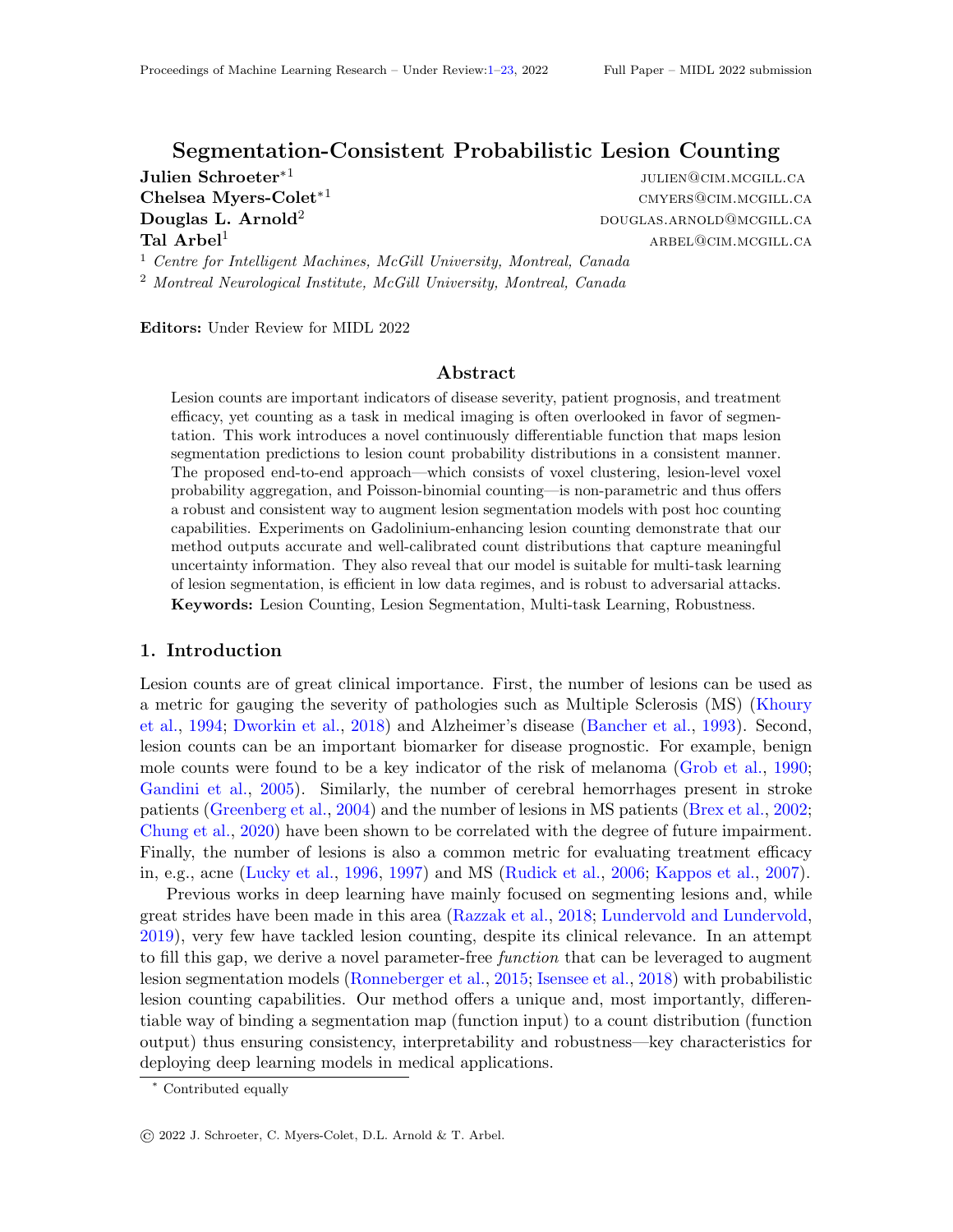# Segmentation-Consistent Probabilistic Lesion Counting

**Julien Schroeter**[*1] julien@cim.mcgill.ca
**Chelsea Myers-Colet**[*1] cmyers@cim.mcgill.ca
**Douglas L. Arnold**[2] douglas.arnold@mcgill.ca
**Tal Arbel**[1] arbel@cim.mcgill.ca

[1] *Centre for Intelligent Machines, McGill University, Montreal, Canada*
[2] *Montreal Neurological Institute, McGill University, Montreal, Canada*

**Editors:** Under Review for MIDL 2022

## Abstract

Lesion counts are important indicators of disease severity, patient prognosis, and treatment efficacy, yet counting as a task in medical imaging is often overlooked in favor of segmentation. This work introduces a novel continuously differentiable function that maps lesion segmentation predictions to lesion count probability distributions in a consistent manner. The proposed end-to-end approach—which consists of voxel clustering, lesion-level voxel probability aggregation, and Poisson-binomial counting—is non-parametric and thus offers a robust and consistent way to augment lesion segmentation models with post hoc counting capabilities. Experiments on Gadolinium-enhancing lesion counting demonstrate that our method outputs accurate and well-calibrated count distributions that capture meaningful uncertainty information. They also reveal that our model is suitable for multi-task learning of lesion segmentation, is efficient in low data regimes, and is robust to adversarial attacks.

**Keywords:** Lesion Counting, Lesion Segmentation, Multi-task Learning, Robustness.

## 1. Introduction

Lesion counts are of great clinical importance. First, the number of lesions can be used as a metric for gauging the severity of pathologies such as Multiple Sclerosis (MS) (Khoury et al., 1994; Dworkin et al., 2018) and Alzheimer's disease (Bancher et al., 1993). Second, lesion counts can be an important biomarker for disease prognostic. For example, benign mole counts were found to be a key indicator of the risk of melanoma (Grob et al., 1990; Gandini et al., 2005). Similarly, the number of cerebral hemorrhages present in stroke patients (Greenberg et al., 2004) and the number of lesions in MS patients (Brex et al., 2002; Chung et al., 2020) have been shown to be correlated with the degree of future impairment. Finally, the number of lesions is also a common metric for evaluating treatment efficacy in, e.g., acne (Lucky et al., 1996, 1997) and MS (Rudick et al., 2006; Kappos et al., 2007).

Previous works in deep learning have mainly focused on segmenting lesions and, while great strides have been made in this area (Razzak et al., 2018; Lundervold and Lundervold, 2019), very few have tackled lesion counting, despite its clinical relevance. In an attempt to fill this gap, we derive a novel parameter-free *function* that can be leveraged to augment lesion segmentation models (Ronneberger et al., 2015; Isensee et al., 2018) with probabilistic lesion counting capabilities. Our method offers a unique and, most importantly, differentiable way of binding a segmentation map (function input) to a count distribution (function output) thus ensuring consistency, interpretability and robustness—key characteristics for deploying deep learning models in medical applications.

[*] Contributed equally

© 2022 J. Schroeter, C. Myers-Colet, D.L. Arnold & T. Arbel.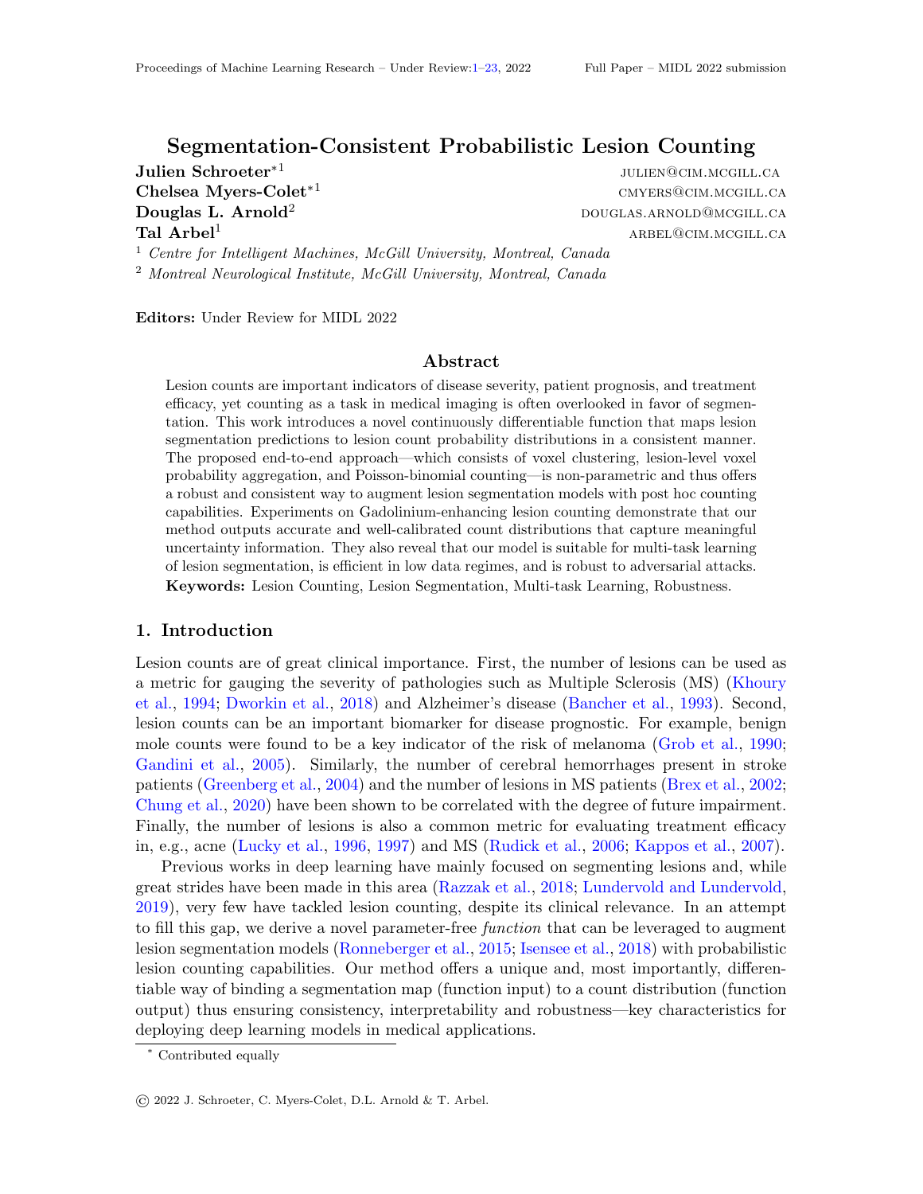# Segmentation-Consistent Probabilistic Lesion Counting

**Julien Schroeter**[*1] julien@cim.mcgill.ca

**Chelsea Myers-Colet**[*1] cmyers@cim.mcgill.ca

**Douglas L. Arnold**[2] douglas.arnold@mcgill.ca

**Tal Arbel**[1] arbel@cim.mcgill.ca

[1] *Centre for Intelligent Machines, McGill University, Montreal, Canada*

[2] *Montreal Neurological Institute, McGill University, Montreal, Canada*

**Editors:** Under Review for MIDL 2022

## Abstract

Lesion counts are important indicators of disease severity, patient prognosis, and treatment efficacy, yet counting as a task in medical imaging is often overlooked in favor of segmentation. This work introduces a novel continuously differentiable function that maps lesion segmentation predictions to lesion count probability distributions in a consistent manner. The proposed end-to-end approach—which consists of voxel clustering, lesion-level voxel probability aggregation, and Poisson-binomial counting—is non-parametric and thus offers a robust and consistent way to augment lesion segmentation models with post hoc counting capabilities. Experiments on Gadolinium-enhancing lesion counting demonstrate that our method outputs accurate and well-calibrated count distributions that capture meaningful uncertainty information. They also reveal that our model is suitable for multi-task learning of lesion segmentation, is efficient in low data regimes, and is robust to adversarial attacks.

**Keywords:** Lesion Counting, Lesion Segmentation, Multi-task Learning, Robustness.

## 1. Introduction

Lesion counts are of great clinical importance. First, the number of lesions can be used as a metric for gauging the severity of pathologies such as Multiple Sclerosis (MS) (Khoury et al., 1994; Dworkin et al., 2018) and Alzheimer's disease (Bancher et al., 1993). Second, lesion counts can be an important biomarker for disease prognostic. For example, benign mole counts were found to be a key indicator of the risk of melanoma (Grob et al., 1990; Gandini et al., 2005). Similarly, the number of cerebral hemorrhages present in stroke patients (Greenberg et al., 2004) and the number of lesions in MS patients (Brex et al., 2002; Chung et al., 2020) have been shown to be correlated with the degree of future impairment. Finally, the number of lesions is also a common metric for evaluating treatment efficacy in, e.g., acne (Lucky et al., 1996, 1997) and MS (Rudick et al., 2006; Kappos et al., 2007).

Previous works in deep learning have mainly focused on segmenting lesions and, while great strides have been made in this area (Razzak et al., 2018; Lundervold and Lundervold, 2019), very few have tackled lesion counting, despite its clinical relevance. In an attempt to fill this gap, we derive a novel parameter-free *function* that can be leveraged to augment lesion segmentation models (Ronneberger et al., 2015; Isensee et al., 2018) with probabilistic lesion counting capabilities. Our method offers a unique and, most importantly, differentiable way of binding a segmentation map (function input) to a count distribution (function output) thus ensuring consistency, interpretability and robustness—key characteristics for deploying deep learning models in medical applications.

[*] Contributed equally

© 2022 J. Schroeter, C. Myers-Colet, D.L. Arnold & T. Arbel.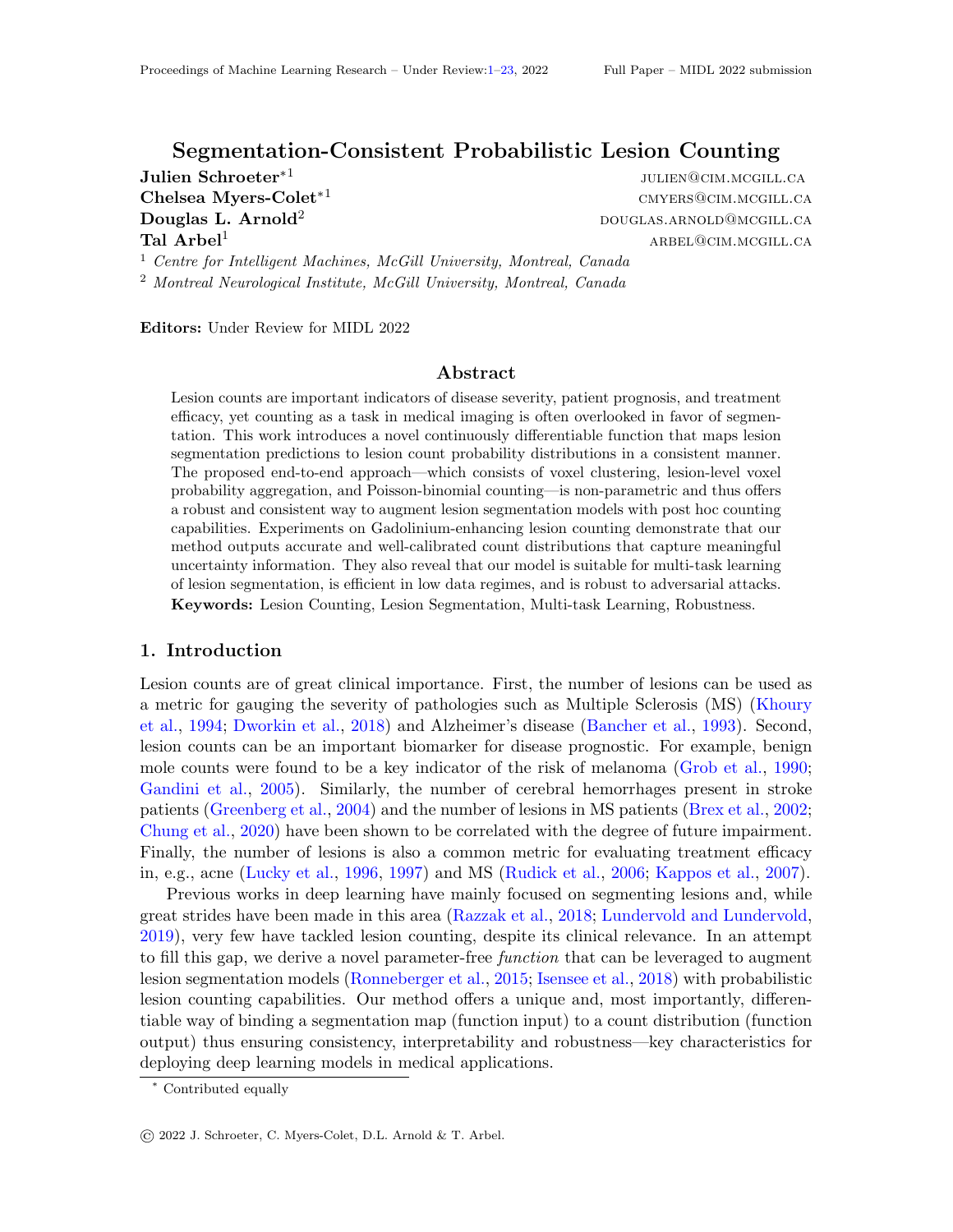# Segmentation-Consistent Probabilistic Lesion Counting

**Julien Schroeter**[*1] julien@cim.mcgill.ca
**Chelsea Myers-Colet**[*1] cmyers@cim.mcgill.ca
**Douglas L. Arnold**[2] douglas.arnold@mcgill.ca
**Tal Arbel**[1] arbel@cim.mcgill.ca

[1] *Centre for Intelligent Machines, McGill University, Montreal, Canada*
[2] *Montreal Neurological Institute, McGill University, Montreal, Canada*

**Editors:** Under Review for MIDL 2022

## Abstract

Lesion counts are important indicators of disease severity, patient prognosis, and treatment efficacy, yet counting as a task in medical imaging is often overlooked in favor of segmentation. This work introduces a novel continuously differentiable function that maps lesion segmentation predictions to lesion count probability distributions in a consistent manner. The proposed end-to-end approach—which consists of voxel clustering, lesion-level voxel probability aggregation, and Poisson-binomial counting—is non-parametric and thus offers a robust and consistent way to augment lesion segmentation models with post hoc counting capabilities. Experiments on Gadolinium-enhancing lesion counting demonstrate that our method outputs accurate and well-calibrated count distributions that capture meaningful uncertainty information. They also reveal that our model is suitable for multi-task learning of lesion segmentation, is efficient in low data regimes, and is robust to adversarial attacks.

**Keywords:** Lesion Counting, Lesion Segmentation, Multi-task Learning, Robustness.

## 1. Introduction

Lesion counts are of great clinical importance. First, the number of lesions can be used as a metric for gauging the severity of pathologies such as Multiple Sclerosis (MS) (Khoury et al., 1994; Dworkin et al., 2018) and Alzheimer's disease (Bancher et al., 1993). Second, lesion counts can be an important biomarker for disease prognostic. For example, benign mole counts were found to be a key indicator of the risk of melanoma (Grob et al., 1990; Gandini et al., 2005). Similarly, the number of cerebral hemorrhages present in stroke patients (Greenberg et al., 2004) and the number of lesions in MS patients (Brex et al., 2002; Chung et al., 2020) have been shown to be correlated with the degree of future impairment. Finally, the number of lesions is also a common metric for evaluating treatment efficacy in, e.g., acne (Lucky et al., 1996, 1997) and MS (Rudick et al., 2006; Kappos et al., 2007).

Previous works in deep learning have mainly focused on segmenting lesions and, while great strides have been made in this area (Razzak et al., 2018; Lundervold and Lundervold, 2019), very few have tackled lesion counting, despite its clinical relevance. In an attempt to fill this gap, we derive a novel parameter-free *function* that can be leveraged to augment lesion segmentation models (Ronneberger et al., 2015; Isensee et al., 2018) with probabilistic lesion counting capabilities. Our method offers a unique and, most importantly, differentiable way of binding a segmentation map (function input) to a count distribution (function output) thus ensuring consistency, interpretability and robustness—key characteristics for deploying deep learning models in medical applications.

[*] Contributed equally

© 2022 J. Schroeter, C. Myers-Colet, D.L. Arnold & T. Arbel.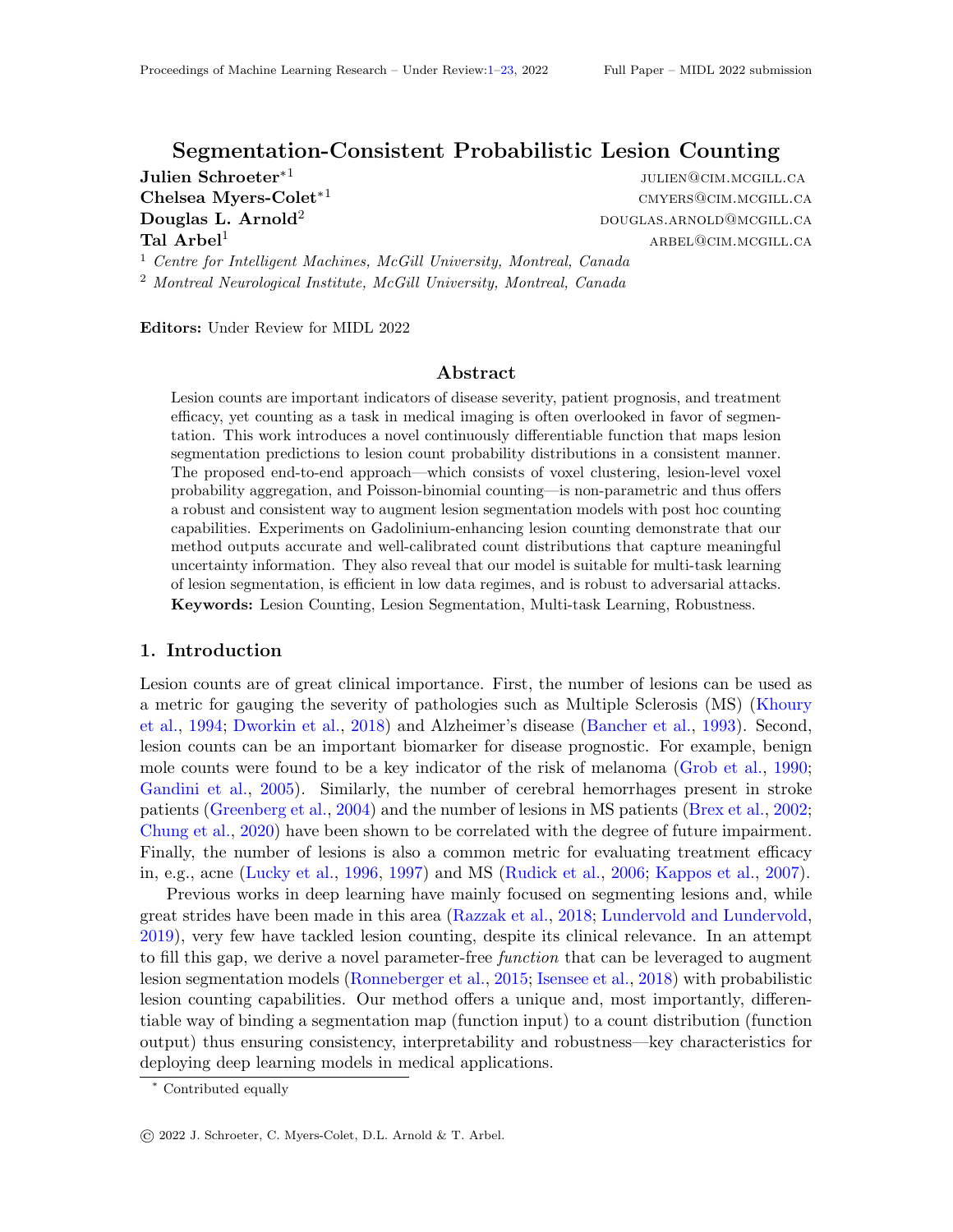# Segmentation-Consistent Probabilistic Lesion Counting

**Julien Schroeter**[*1] julien@cim.mcgill.ca
**Chelsea Myers-Colet**[*1] cmyers@cim.mcgill.ca
**Douglas L. Arnold**[2] douglas.arnold@mcgill.ca
**Tal Arbel**[1] arbel@cim.mcgill.ca

[1] *Centre for Intelligent Machines, McGill University, Montreal, Canada*
[2] *Montreal Neurological Institute, McGill University, Montreal, Canada*

**Editors:** Under Review for MIDL 2022

## Abstract

Lesion counts are important indicators of disease severity, patient prognosis, and treatment efficacy, yet counting as a task in medical imaging is often overlooked in favor of segmentation. This work introduces a novel continuously differentiable function that maps lesion segmentation predictions to lesion count probability distributions in a consistent manner. The proposed end-to-end approach—which consists of voxel clustering, lesion-level voxel probability aggregation, and Poisson-binomial counting—is non-parametric and thus offers a robust and consistent way to augment lesion segmentation models with post hoc counting capabilities. Experiments on Gadolinium-enhancing lesion counting demonstrate that our method outputs accurate and well-calibrated count distributions that capture meaningful uncertainty information. They also reveal that our model is suitable for multi-task learning of lesion segmentation, is efficient in low data regimes, and is robust to adversarial attacks.

**Keywords:** Lesion Counting, Lesion Segmentation, Multi-task Learning, Robustness.

## 1. Introduction

Lesion counts are of great clinical importance. First, the number of lesions can be used as a metric for gauging the severity of pathologies such as Multiple Sclerosis (MS) (Khoury et al., 1994; Dworkin et al., 2018) and Alzheimer's disease (Bancher et al., 1993). Second, lesion counts can be an important biomarker for disease prognostic. For example, benign mole counts were found to be a key indicator of the risk of melanoma (Grob et al., 1990; Gandini et al., 2005). Similarly, the number of cerebral hemorrhages present in stroke patients (Greenberg et al., 2004) and the number of lesions in MS patients (Brex et al., 2002; Chung et al., 2020) have been shown to be correlated with the degree of future impairment. Finally, the number of lesions is also a common metric for evaluating treatment efficacy in, e.g., acne (Lucky et al., 1996, 1997) and MS (Rudick et al., 2006; Kappos et al., 2007).

Previous works in deep learning have mainly focused on segmenting lesions and, while great strides have been made in this area (Razzak et al., 2018; Lundervold and Lundervold, 2019), very few have tackled lesion counting, despite its clinical relevance. In an attempt to fill this gap, we derive a novel parameter-free *function* that can be leveraged to augment lesion segmentation models (Ronneberger et al., 2015; Isensee et al., 2018) with probabilistic lesion counting capabilities. Our method offers a unique and, most importantly, differentiable way of binding a segmentation map (function input) to a count distribution (function output) thus ensuring consistency, interpretability and robustness—key characteristics for deploying deep learning models in medical applications.

[*] Contributed equally

© 2022 J. Schroeter, C. Myers-Colet, D.L. Arnold & T. Arbel.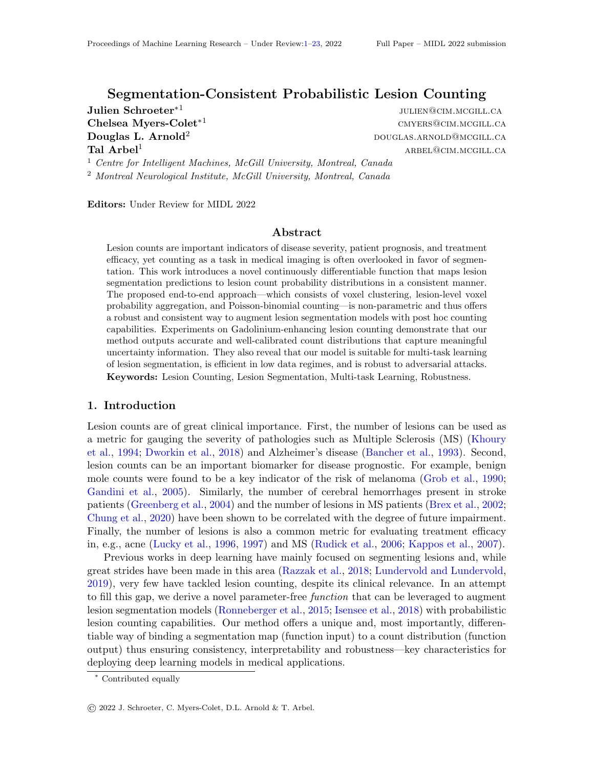# Segmentation-Consistent Probabilistic Lesion Counting

**Julien Schroeter**[*1] JULIEN@CIM.MCGILL.CA

**Chelsea Myers-Colet**[*1] CMYERS@CIM.MCGILL.CA

**Douglas L. Arnold**[2] DOUGLAS.ARNOLD@MCGILL.CA

**Tal Arbel**[1] ARBEL@CIM.MCGILL.CA

[1] *Centre for Intelligent Machines, McGill University, Montreal, Canada*

[2] *Montreal Neurological Institute, McGill University, Montreal, Canada*

**Editors:** Under Review for MIDL 2022

## Abstract

Lesion counts are important indicators of disease severity, patient prognosis, and treatment efficacy, yet counting as a task in medical imaging is often overlooked in favor of segmentation. This work introduces a novel continuously differentiable function that maps lesion segmentation predictions to lesion count probability distributions in a consistent manner. The proposed end-to-end approach—which consists of voxel clustering, lesion-level voxel probability aggregation, and Poisson-binomial counting—is non-parametric and thus offers a robust and consistent way to augment lesion segmentation models with post hoc counting capabilities. Experiments on Gadolinium-enhancing lesion counting demonstrate that our method outputs accurate and well-calibrated count distributions that capture meaningful uncertainty information. They also reveal that our model is suitable for multi-task learning of lesion segmentation, is efficient in low data regimes, and is robust to adversarial attacks.

**Keywords:** Lesion Counting, Lesion Segmentation, Multi-task Learning, Robustness.

## 1. Introduction

Lesion counts are of great clinical importance. First, the number of lesions can be used as a metric for gauging the severity of pathologies such as Multiple Sclerosis (MS) (Khoury et al., 1994; Dworkin et al., 2018) and Alzheimer's disease (Bancher et al., 1993). Second, lesion counts can be an important biomarker for disease prognostic. For example, benign mole counts were found to be a key indicator of the risk of melanoma (Grob et al., 1990; Gandini et al., 2005). Similarly, the number of cerebral hemorrhages present in stroke patients (Greenberg et al., 2004) and the number of lesions in MS patients (Brex et al., 2002; Chung et al., 2020) have been shown to be correlated with the degree of future impairment. Finally, the number of lesions is also a common metric for evaluating treatment efficacy in, e.g., acne (Lucky et al., 1996, 1997) and MS (Rudick et al., 2006; Kappos et al., 2007).

Previous works in deep learning have mainly focused on segmenting lesions and, while great strides have been made in this area (Razzak et al., 2018; Lundervold and Lundervold, 2019), very few have tackled lesion counting, despite its clinical relevance. In an attempt to fill this gap, we derive a novel parameter-free *function* that can be leveraged to augment lesion segmentation models (Ronneberger et al., 2015; Isensee et al., 2018) with probabilistic lesion counting capabilities. Our method offers a unique and, most importantly, differentiable way of binding a segmentation map (function input) to a count distribution (function output) thus ensuring consistency, interpretability and robustness—key characteristics for deploying deep learning models in medical applications.

[*] Contributed equally

© 2022 J. Schroeter, C. Myers-Colet, D.L. Arnold & T. Arbel.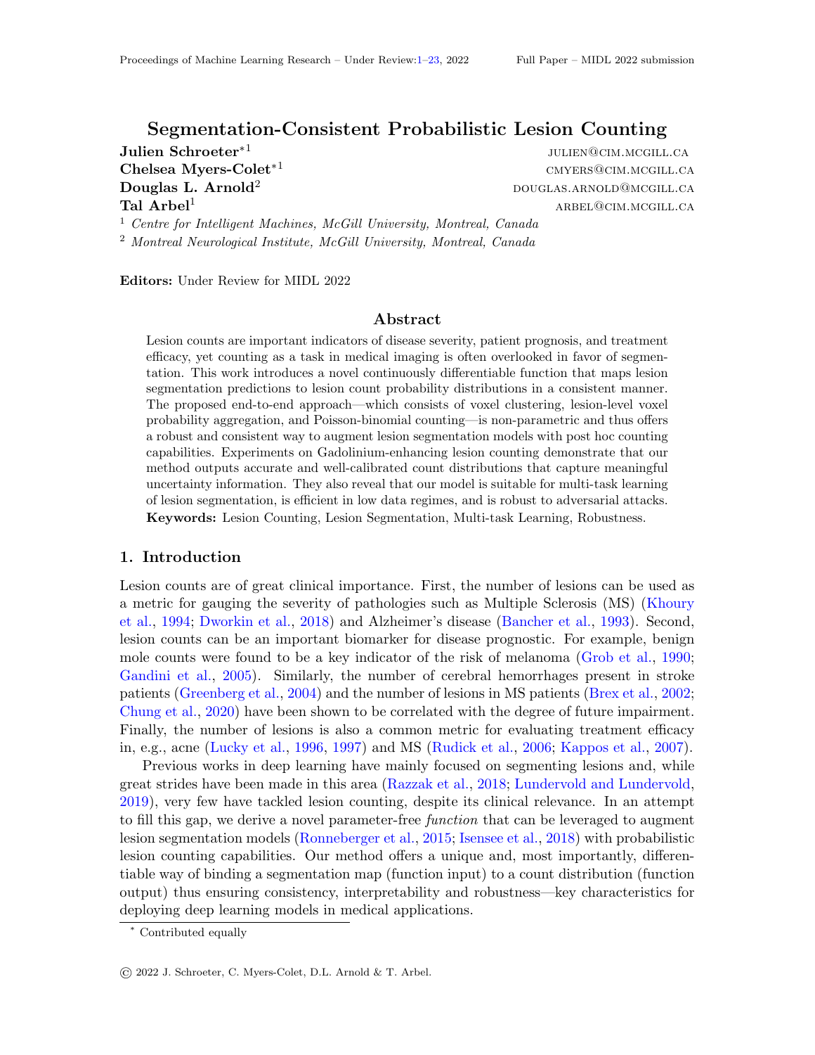# Segmentation-Consistent Probabilistic Lesion Counting

**Julien Schroeter**[*1] julien@cim.mcgill.ca
**Chelsea Myers-Colet**[*1] cmyers@cim.mcgill.ca
**Douglas L. Arnold**[2] douglas.arnold@mcgill.ca
**Tal Arbel**[1] arbel@cim.mcgill.ca

[1] *Centre for Intelligent Machines, McGill University, Montreal, Canada*
[2] *Montreal Neurological Institute, McGill University, Montreal, Canada*

**Editors:** Under Review for MIDL 2022

## Abstract

Lesion counts are important indicators of disease severity, patient prognosis, and treatment efficacy, yet counting as a task in medical imaging is often overlooked in favor of segmentation. This work introduces a novel continuously differentiable function that maps lesion segmentation predictions to lesion count probability distributions in a consistent manner. The proposed end-to-end approach—which consists of voxel clustering, lesion-level voxel probability aggregation, and Poisson-binomial counting—is non-parametric and thus offers a robust and consistent way to augment lesion segmentation models with post hoc counting capabilities. Experiments on Gadolinium-enhancing lesion counting demonstrate that our method outputs accurate and well-calibrated count distributions that capture meaningful uncertainty information. They also reveal that our model is suitable for multi-task learning of lesion segmentation, is efficient in low data regimes, and is robust to adversarial attacks.

**Keywords:** Lesion Counting, Lesion Segmentation, Multi-task Learning, Robustness.

## 1. Introduction

Lesion counts are of great clinical importance. First, the number of lesions can be used as a metric for gauging the severity of pathologies such as Multiple Sclerosis (MS) (Khoury et al., 1994; Dworkin et al., 2018) and Alzheimer's disease (Bancher et al., 1993). Second, lesion counts can be an important biomarker for disease prognostic. For example, benign mole counts were found to be a key indicator of the risk of melanoma (Grob et al., 1990; Gandini et al., 2005). Similarly, the number of cerebral hemorrhages present in stroke patients (Greenberg et al., 2004) and the number of lesions in MS patients (Brex et al., 2002; Chung et al., 2020) have been shown to be correlated with the degree of future impairment. Finally, the number of lesions is also a common metric for evaluating treatment efficacy in, e.g., acne (Lucky et al., 1996, 1997) and MS (Rudick et al., 2006; Kappos et al., 2007).

Previous works in deep learning have mainly focused on segmenting lesions and, while great strides have been made in this area (Razzak et al., 2018; Lundervold and Lundervold, 2019), very few have tackled lesion counting, despite its clinical relevance. In an attempt to fill this gap, we derive a novel parameter-free *function* that can be leveraged to augment lesion segmentation models (Ronneberger et al., 2015; Isensee et al., 2018) with probabilistic lesion counting capabilities. Our method offers a unique and, most importantly, differentiable way of binding a segmentation map (function input) to a count distribution (function output) thus ensuring consistency, interpretability and robustness—key characteristics for deploying deep learning models in medical applications.

[*] Contributed equally

© 2022 J. Schroeter, C. Myers-Colet, D.L. Arnold & T. Arbel.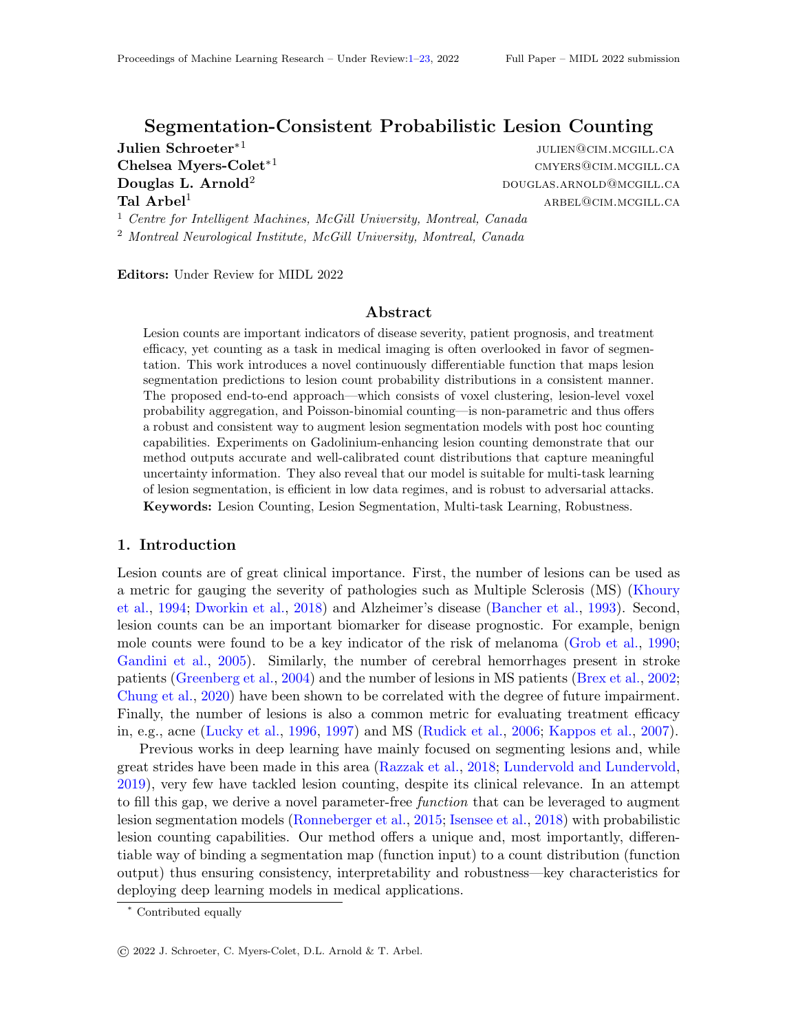# Segmentation-Consistent Probabilistic Lesion Counting

**Julien Schroeter**[*1] julien@cim.mcgill.ca
**Chelsea Myers-Colet**[*1] cmyers@cim.mcgill.ca
**Douglas L. Arnold**[2] douglas.arnold@mcgill.ca
**Tal Arbel**[1] arbel@cim.mcgill.ca

[1] *Centre for Intelligent Machines, McGill University, Montreal, Canada*
[2] *Montreal Neurological Institute, McGill University, Montreal, Canada*

**Editors:** Under Review for MIDL 2022

## Abstract

Lesion counts are important indicators of disease severity, patient prognosis, and treatment efficacy, yet counting as a task in medical imaging is often overlooked in favor of segmentation. This work introduces a novel continuously differentiable function that maps lesion segmentation predictions to lesion count probability distributions in a consistent manner. The proposed end-to-end approach—which consists of voxel clustering, lesion-level voxel probability aggregation, and Poisson-binomial counting—is non-parametric and thus offers a robust and consistent way to augment lesion segmentation models with post hoc counting capabilities. Experiments on Gadolinium-enhancing lesion counting demonstrate that our method outputs accurate and well-calibrated count distributions that capture meaningful uncertainty information. They also reveal that our model is suitable for multi-task learning of lesion segmentation, is efficient in low data regimes, and is robust to adversarial attacks.

**Keywords:** Lesion Counting, Lesion Segmentation, Multi-task Learning, Robustness.

## 1. Introduction

Lesion counts are of great clinical importance. First, the number of lesions can be used as a metric for gauging the severity of pathologies such as Multiple Sclerosis (MS) (Khoury et al., 1994; Dworkin et al., 2018) and Alzheimer's disease (Bancher et al., 1993). Second, lesion counts can be an important biomarker for disease prognostic. For example, benign mole counts were found to be a key indicator of the risk of melanoma (Grob et al., 1990; Gandini et al., 2005). Similarly, the number of cerebral hemorrhages present in stroke patients (Greenberg et al., 2004) and the number of lesions in MS patients (Brex et al., 2002; Chung et al., 2020) have been shown to be correlated with the degree of future impairment. Finally, the number of lesions is also a common metric for evaluating treatment efficacy in, e.g., acne (Lucky et al., 1996, 1997) and MS (Rudick et al., 2006; Kappos et al., 2007).

Previous works in deep learning have mainly focused on segmenting lesions and, while great strides have been made in this area (Razzak et al., 2018; Lundervold and Lundervold, 2019), very few have tackled lesion counting, despite its clinical relevance. In an attempt to fill this gap, we derive a novel parameter-free *function* that can be leveraged to augment lesion segmentation models (Ronneberger et al., 2015; Isensee et al., 2018) with probabilistic lesion counting capabilities. Our method offers a unique and, most importantly, differentiable way of binding a segmentation map (function input) to a count distribution (function output) thus ensuring consistency, interpretability and robustness—key characteristics for deploying deep learning models in medical applications.

[*] Contributed equally

© 2022 J. Schroeter, C. Myers-Colet, D.L. Arnold & T. Arbel.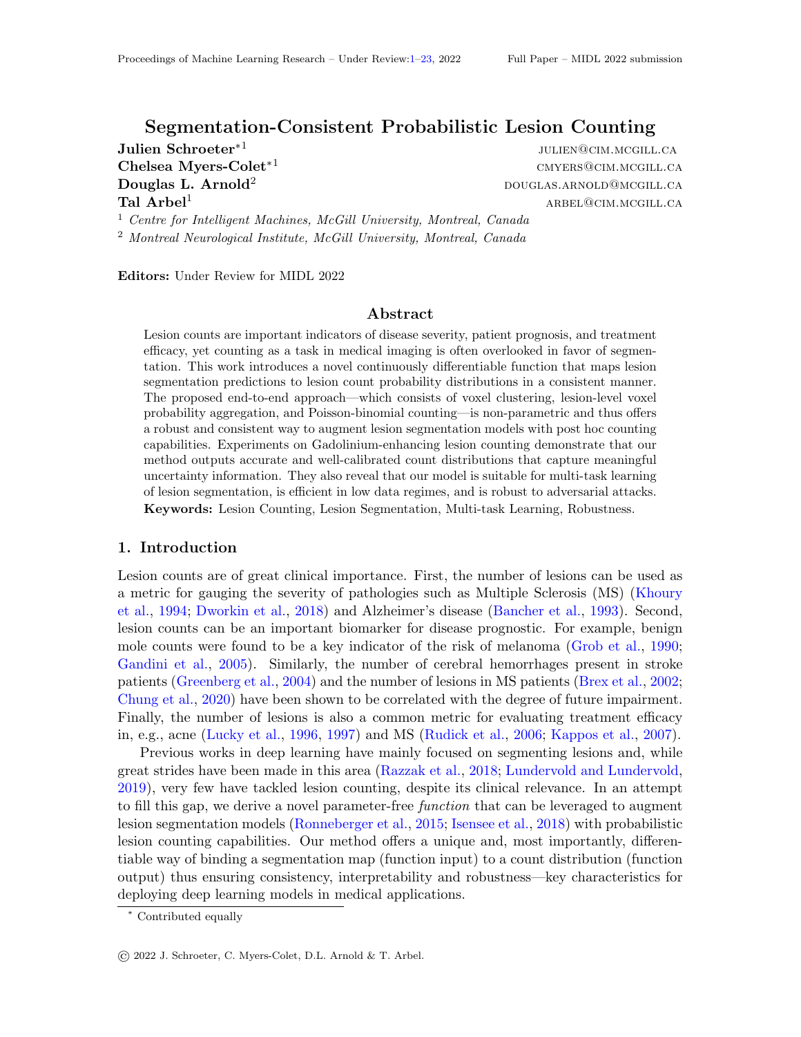# Segmentation-Consistent Probabilistic Lesion Counting

**Julien Schroeter**[*1] julien@cim.mcgill.ca

**Chelsea Myers-Colet**[*1] cmyers@cim.mcgill.ca

**Douglas L. Arnold**[2] douglas.arnold@mcgill.ca

**Tal Arbel**[1] arbel@cim.mcgill.ca

[1] *Centre for Intelligent Machines, McGill University, Montreal, Canada*

[2] *Montreal Neurological Institute, McGill University, Montreal, Canada*

**Editors:** Under Review for MIDL 2022

## Abstract

Lesion counts are important indicators of disease severity, patient prognosis, and treatment efficacy, yet counting as a task in medical imaging is often overlooked in favor of segmentation. This work introduces a novel continuously differentiable function that maps lesion segmentation predictions to lesion count probability distributions in a consistent manner. The proposed end-to-end approach—which consists of voxel clustering, lesion-level voxel probability aggregation, and Poisson-binomial counting—is non-parametric and thus offers a robust and consistent way to augment lesion segmentation models with post hoc counting capabilities. Experiments on Gadolinium-enhancing lesion counting demonstrate that our method outputs accurate and well-calibrated count distributions that capture meaningful uncertainty information. They also reveal that our model is suitable for multi-task learning of lesion segmentation, is efficient in low data regimes, and is robust to adversarial attacks.

**Keywords:** Lesion Counting, Lesion Segmentation, Multi-task Learning, Robustness.

## 1. Introduction

Lesion counts are of great clinical importance. First, the number of lesions can be used as a metric for gauging the severity of pathologies such as Multiple Sclerosis (MS) (Khoury et al., 1994; Dworkin et al., 2018) and Alzheimer's disease (Bancher et al., 1993). Second, lesion counts can be an important biomarker for disease prognostic. For example, benign mole counts were found to be a key indicator of the risk of melanoma (Grob et al., 1990; Gandini et al., 2005). Similarly, the number of cerebral hemorrhages present in stroke patients (Greenberg et al., 2004) and the number of lesions in MS patients (Brex et al., 2002; Chung et al., 2020) have been shown to be correlated with the degree of future impairment. Finally, the number of lesions is also a common metric for evaluating treatment efficacy in, e.g., acne (Lucky et al., 1996, 1997) and MS (Rudick et al., 2006; Kappos et al., 2007).

Previous works in deep learning have mainly focused on segmenting lesions and, while great strides have been made in this area (Razzak et al., 2018; Lundervold and Lundervold, 2019), very few have tackled lesion counting, despite its clinical relevance. In an attempt to fill this gap, we derive a novel parameter-free *function* that can be leveraged to augment lesion segmentation models (Ronneberger et al., 2015; Isensee et al., 2018) with probabilistic lesion counting capabilities. Our method offers a unique and, most importantly, differentiable way of binding a segmentation map (function input) to a count distribution (function output) thus ensuring consistency, interpretability and robustness—key characteristics for deploying deep learning models in medical applications.

[*] Contributed equally

© 2022 J. Schroeter, C. Myers-Colet, D.L. Arnold & T. Arbel.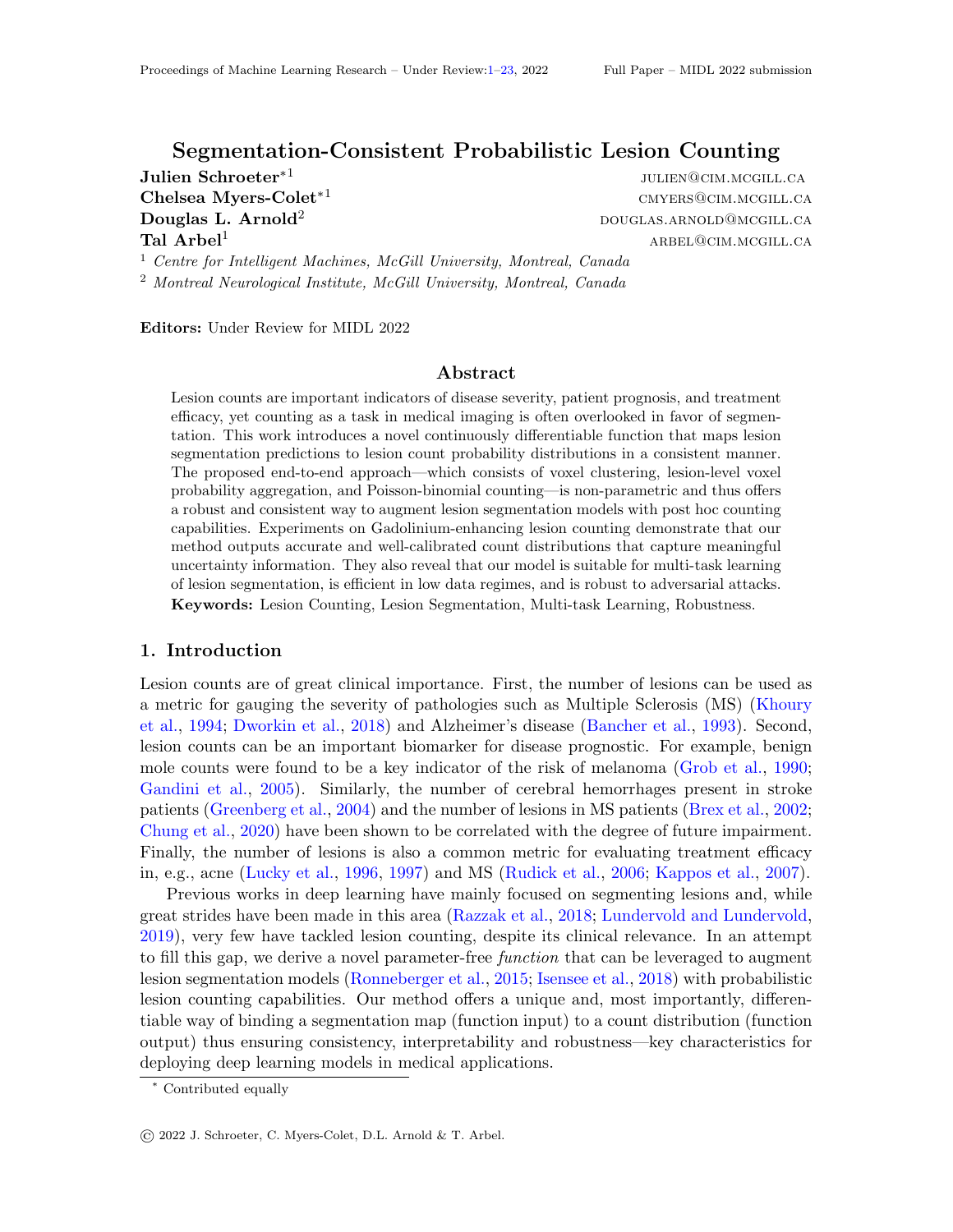# Segmentation-Consistent Probabilistic Lesion Counting

**Julien Schroeter**[*1] JULIEN@CIM.MCGILL.CA
**Chelsea Myers-Colet**[*1] CMYERS@CIM.MCGILL.CA
**Douglas L. Arnold**[2] DOUGLAS.ARNOLD@MCGILL.CA
**Tal Arbel**[1] ARBEL@CIM.MCGILL.CA

[1] *Centre for Intelligent Machines, McGill University, Montreal, Canada*
[2] *Montreal Neurological Institute, McGill University, Montreal, Canada*

**Editors:** Under Review for MIDL 2022

## Abstract

Lesion counts are important indicators of disease severity, patient prognosis, and treatment efficacy, yet counting as a task in medical imaging is often overlooked in favor of segmentation. This work introduces a novel continuously differentiable function that maps lesion segmentation predictions to lesion count probability distributions in a consistent manner. The proposed end-to-end approach—which consists of voxel clustering, lesion-level voxel probability aggregation, and Poisson-binomial counting—is non-parametric and thus offers a robust and consistent way to augment lesion segmentation models with post hoc counting capabilities. Experiments on Gadolinium-enhancing lesion counting demonstrate that our method outputs accurate and well-calibrated count distributions that capture meaningful uncertainty information. They also reveal that our model is suitable for multi-task learning of lesion segmentation, is efficient in low data regimes, and is robust to adversarial attacks.

**Keywords:** Lesion Counting, Lesion Segmentation, Multi-task Learning, Robustness.

## 1. Introduction

Lesion counts are of great clinical importance. First, the number of lesions can be used as a metric for gauging the severity of pathologies such as Multiple Sclerosis (MS) (Khoury et al., 1994; Dworkin et al., 2018) and Alzheimer's disease (Bancher et al., 1993). Second, lesion counts can be an important biomarker for disease prognostic. For example, benign mole counts were found to be a key indicator of the risk of melanoma (Grob et al., 1990; Gandini et al., 2005). Similarly, the number of cerebral hemorrhages present in stroke patients (Greenberg et al., 2004) and the number of lesions in MS patients (Brex et al., 2002; Chung et al., 2020) have been shown to be correlated with the degree of future impairment. Finally, the number of lesions is also a common metric for evaluating treatment efficacy in, e.g., acne (Lucky et al., 1996, 1997) and MS (Rudick et al., 2006; Kappos et al., 2007).

Previous works in deep learning have mainly focused on segmenting lesions and, while great strides have been made in this area (Razzak et al., 2018; Lundervold and Lundervold, 2019), very few have tackled lesion counting, despite its clinical relevance. In an attempt to fill this gap, we derive a novel parameter-free *function* that can be leveraged to augment lesion segmentation models (Ronneberger et al., 2015; Isensee et al., 2018) with probabilistic lesion counting capabilities. Our method offers a unique and, most importantly, differentiable way of binding a segmentation map (function input) to a count distribution (function output) thus ensuring consistency, interpretability and robustness—key characteristics for deploying deep learning models in medical applications.

[*] Contributed equally

© 2022 J. Schroeter, C. Myers-Colet, D.L. Arnold & T. Arbel.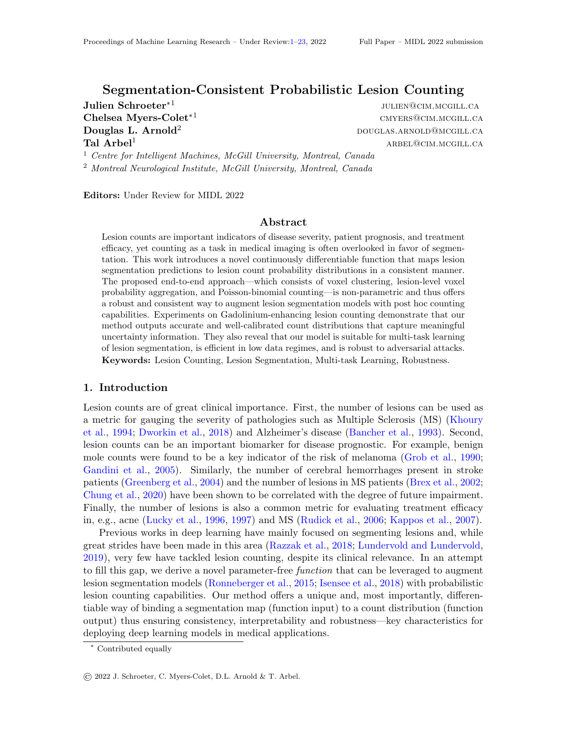# Segmentation-Consistent Probabilistic Lesion Counting

**Julien Schroeter**[*1] julien@cim.mcgill.ca

**Chelsea Myers-Colet**[*1] cmyers@cim.mcgill.ca

**Douglas L. Arnold**[2] douglas.arnold@mcgill.ca

**Tal Arbel**[1] arbel@cim.mcgill.ca

[1] *Centre for Intelligent Machines, McGill University, Montreal, Canada*

[2] *Montreal Neurological Institute, McGill University, Montreal, Canada*

**Editors:** Under Review for MIDL 2022

## Abstract

Lesion counts are important indicators of disease severity, patient prognosis, and treatment efficacy, yet counting as a task in medical imaging is often overlooked in favor of segmentation. This work introduces a novel continuously differentiable function that maps lesion segmentation predictions to lesion count probability distributions in a consistent manner. The proposed end-to-end approach—which consists of voxel clustering, lesion-level voxel probability aggregation, and Poisson-binomial counting—is non-parametric and thus offers a robust and consistent way to augment lesion segmentation models with post hoc counting capabilities. Experiments on Gadolinium-enhancing lesion counting demonstrate that our method outputs accurate and well-calibrated count distributions that capture meaningful uncertainty information. They also reveal that our model is suitable for multi-task learning of lesion segmentation, is efficient in low data regimes, and is robust to adversarial attacks.

**Keywords:** Lesion Counting, Lesion Segmentation, Multi-task Learning, Robustness.

## 1. Introduction

Lesion counts are of great clinical importance. First, the number of lesions can be used as a metric for gauging the severity of pathologies such as Multiple Sclerosis (MS) (Khoury et al., 1994; Dworkin et al., 2018) and Alzheimer's disease (Bancher et al., 1993). Second, lesion counts can be an important biomarker for disease prognostic. For example, benign mole counts were found to be a key indicator of the risk of melanoma (Grob et al., 1990; Gandini et al., 2005). Similarly, the number of cerebral hemorrhages present in stroke patients (Greenberg et al., 2004) and the number of lesions in MS patients (Brex et al., 2002; Chung et al., 2020) have been shown to be correlated with the degree of future impairment. Finally, the number of lesions is also a common metric for evaluating treatment efficacy in, e.g., acne (Lucky et al., 1996, 1997) and MS (Rudick et al., 2006; Kappos et al., 2007).

Previous works in deep learning have mainly focused on segmenting lesions and, while great strides have been made in this area (Razzak et al., 2018; Lundervold and Lundervold, 2019), very few have tackled lesion counting, despite its clinical relevance. In an attempt to fill this gap, we derive a novel parameter-free *function* that can be leveraged to augment lesion segmentation models (Ronneberger et al., 2015; Isensee et al., 2018) with probabilistic lesion counting capabilities. Our method offers a unique and, most importantly, differentiable way of binding a segmentation map (function input) to a count distribution (function output) thus ensuring consistency, interpretability and robustness—key characteristics for deploying deep learning models in medical applications.

[*] Contributed equally

© 2022 J. Schroeter, C. Myers-Colet, D.L. Arnold & T. Arbel.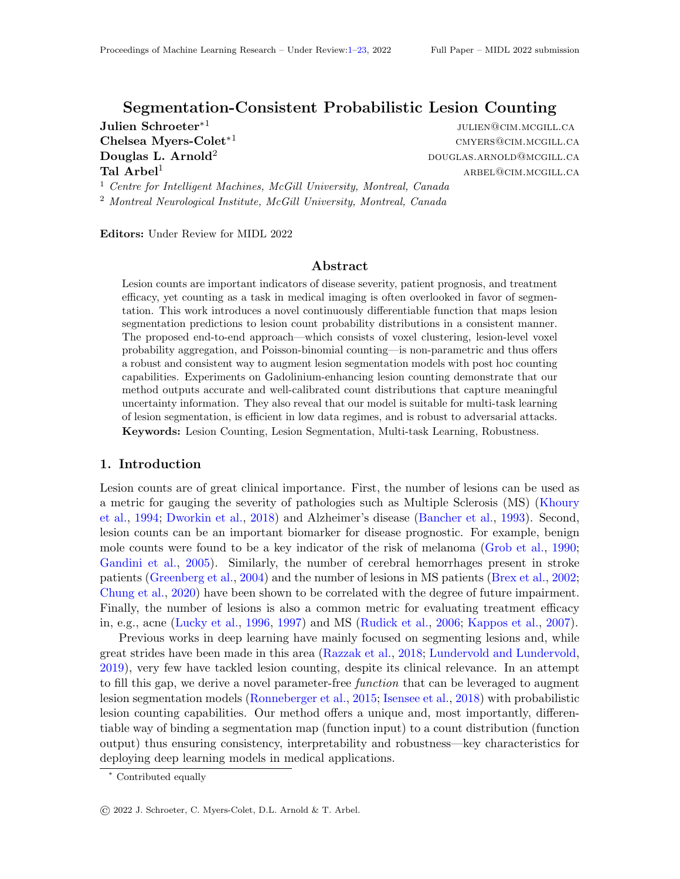# Segmentation-Consistent Probabilistic Lesion Counting

**Julien Schroeter**[*1] julien@cim.mcgill.ca
**Chelsea Myers-Colet**[*1] cmyers@cim.mcgill.ca
**Douglas L. Arnold**[2] douglas.arnold@mcgill.ca
**Tal Arbel**[1] arbel@cim.mcgill.ca

[1] *Centre for Intelligent Machines, McGill University, Montreal, Canada*
[2] *Montreal Neurological Institute, McGill University, Montreal, Canada*

**Editors:** Under Review for MIDL 2022

## Abstract

Lesion counts are important indicators of disease severity, patient prognosis, and treatment efficacy, yet counting as a task in medical imaging is often overlooked in favor of segmentation. This work introduces a novel continuously differentiable function that maps lesion segmentation predictions to lesion count probability distributions in a consistent manner. The proposed end-to-end approach—which consists of voxel clustering, lesion-level voxel probability aggregation, and Poisson-binomial counting—is non-parametric and thus offers a robust and consistent way to augment lesion segmentation models with post hoc counting capabilities. Experiments on Gadolinium-enhancing lesion counting demonstrate that our method outputs accurate and well-calibrated count distributions that capture meaningful uncertainty information. They also reveal that our model is suitable for multi-task learning of lesion segmentation, is efficient in low data regimes, and is robust to adversarial attacks.

**Keywords:** Lesion Counting, Lesion Segmentation, Multi-task Learning, Robustness.

## 1. Introduction

Lesion counts are of great clinical importance. First, the number of lesions can be used as a metric for gauging the severity of pathologies such as Multiple Sclerosis (MS) (Khoury et al., 1994; Dworkin et al., 2018) and Alzheimer's disease (Bancher et al., 1993). Second, lesion counts can be an important biomarker for disease prognostic. For example, benign mole counts were found to be a key indicator of the risk of melanoma (Grob et al., 1990; Gandini et al., 2005). Similarly, the number of cerebral hemorrhages present in stroke patients (Greenberg et al., 2004) and the number of lesions in MS patients (Brex et al., 2002; Chung et al., 2020) have been shown to be correlated with the degree of future impairment. Finally, the number of lesions is also a common metric for evaluating treatment efficacy in, e.g., acne (Lucky et al., 1996, 1997) and MS (Rudick et al., 2006; Kappos et al., 2007).

Previous works in deep learning have mainly focused on segmenting lesions and, while great strides have been made in this area (Razzak et al., 2018; Lundervold and Lundervold, 2019), very few have tackled lesion counting, despite its clinical relevance. In an attempt to fill this gap, we derive a novel parameter-free *function* that can be leveraged to augment lesion segmentation models (Ronneberger et al., 2015; Isensee et al., 2018) with probabilistic lesion counting capabilities. Our method offers a unique and, most importantly, differentiable way of binding a segmentation map (function input) to a count distribution (function output) thus ensuring consistency, interpretability and robustness—key characteristics for deploying deep learning models in medical applications.

---

[*] Contributed equally

© 2022 J. Schroeter, C. Myers-Colet, D.L. Arnold & T. Arbel.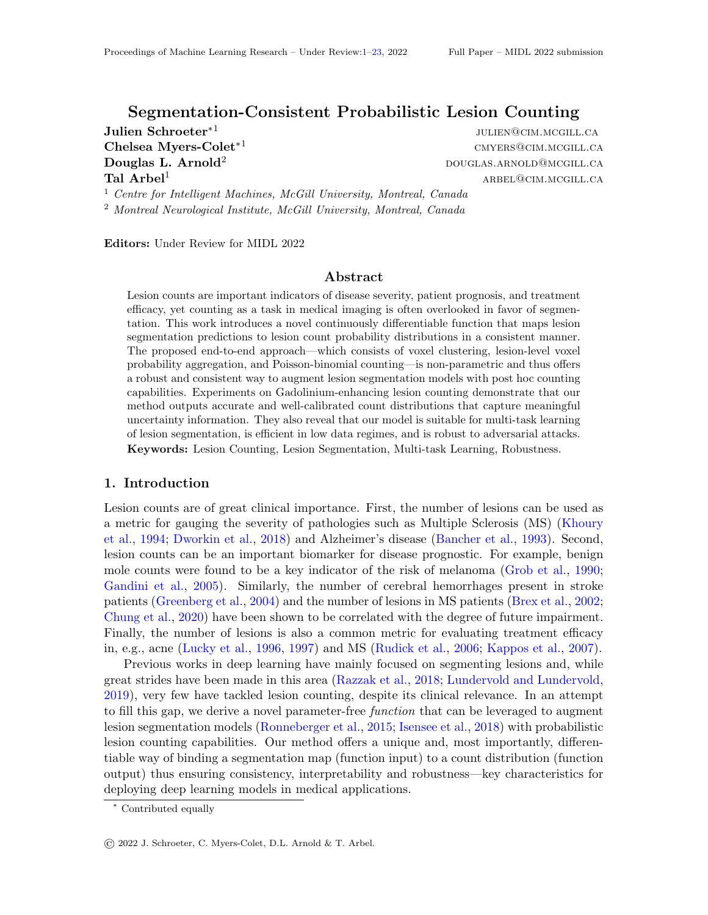# Segmentation-Consistent Probabilistic Lesion Counting

**Julien Schroeter**[*1] julien@cim.mcgill.ca

**Chelsea Myers-Colet**[*1] cmyers@cim.mcgill.ca

**Douglas L. Arnold**[2] douglas.arnold@mcgill.ca

**Tal Arbel**[1] arbel@cim.mcgill.ca

[1] *Centre for Intelligent Machines, McGill University, Montreal, Canada*

[2] *Montreal Neurological Institute, McGill University, Montreal, Canada*

**Editors:** Under Review for MIDL 2022

## Abstract

Lesion counts are important indicators of disease severity, patient prognosis, and treatment efficacy, yet counting as a task in medical imaging is often overlooked in favor of segmentation. This work introduces a novel continuously differentiable function that maps lesion segmentation predictions to lesion count probability distributions in a consistent manner. The proposed end-to-end approach—which consists of voxel clustering, lesion-level voxel probability aggregation, and Poisson-binomial counting—is non-parametric and thus offers a robust and consistent way to augment lesion segmentation models with post hoc counting capabilities. Experiments on Gadolinium-enhancing lesion counting demonstrate that our method outputs accurate and well-calibrated count distributions that capture meaningful uncertainty information. They also reveal that our model is suitable for multi-task learning of lesion segmentation, is efficient in low data regimes, and is robust to adversarial attacks.

**Keywords:** Lesion Counting, Lesion Segmentation, Multi-task Learning, Robustness.

## 1. Introduction

Lesion counts are of great clinical importance. First, the number of lesions can be used as a metric for gauging the severity of pathologies such as Multiple Sclerosis (MS) (Khoury et al., 1994; Dworkin et al., 2018) and Alzheimer's disease (Bancher et al., 1993). Second, lesion counts can be an important biomarker for disease prognostic. For example, benign mole counts were found to be a key indicator of the risk of melanoma (Grob et al., 1990; Gandini et al., 2005). Similarly, the number of cerebral hemorrhages present in stroke patients (Greenberg et al., 2004) and the number of lesions in MS patients (Brex et al., 2002; Chung et al., 2020) have been shown to be correlated with the degree of future impairment. Finally, the number of lesions is also a common metric for evaluating treatment efficacy in, e.g., acne (Lucky et al., 1996, 1997) and MS (Rudick et al., 2006; Kappos et al., 2007).

Previous works in deep learning have mainly focused on segmenting lesions and, while great strides have been made in this area (Razzak et al., 2018; Lundervold and Lundervold, 2019), very few have tackled lesion counting, despite its clinical relevance. In an attempt to fill this gap, we derive a novel parameter-free *function* that can be leveraged to augment lesion segmentation models (Ronneberger et al., 2015; Isensee et al., 2018) with probabilistic lesion counting capabilities. Our method offers a unique and, most importantly, differentiable way of binding a segmentation map (function input) to a count distribution (function output) thus ensuring consistency, interpretability and robustness—key characteristics for deploying deep learning models in medical applications.

[*] Contributed equally

© 2022 J. Schroeter, C. Myers-Colet, D.L. Arnold & T. Arbel.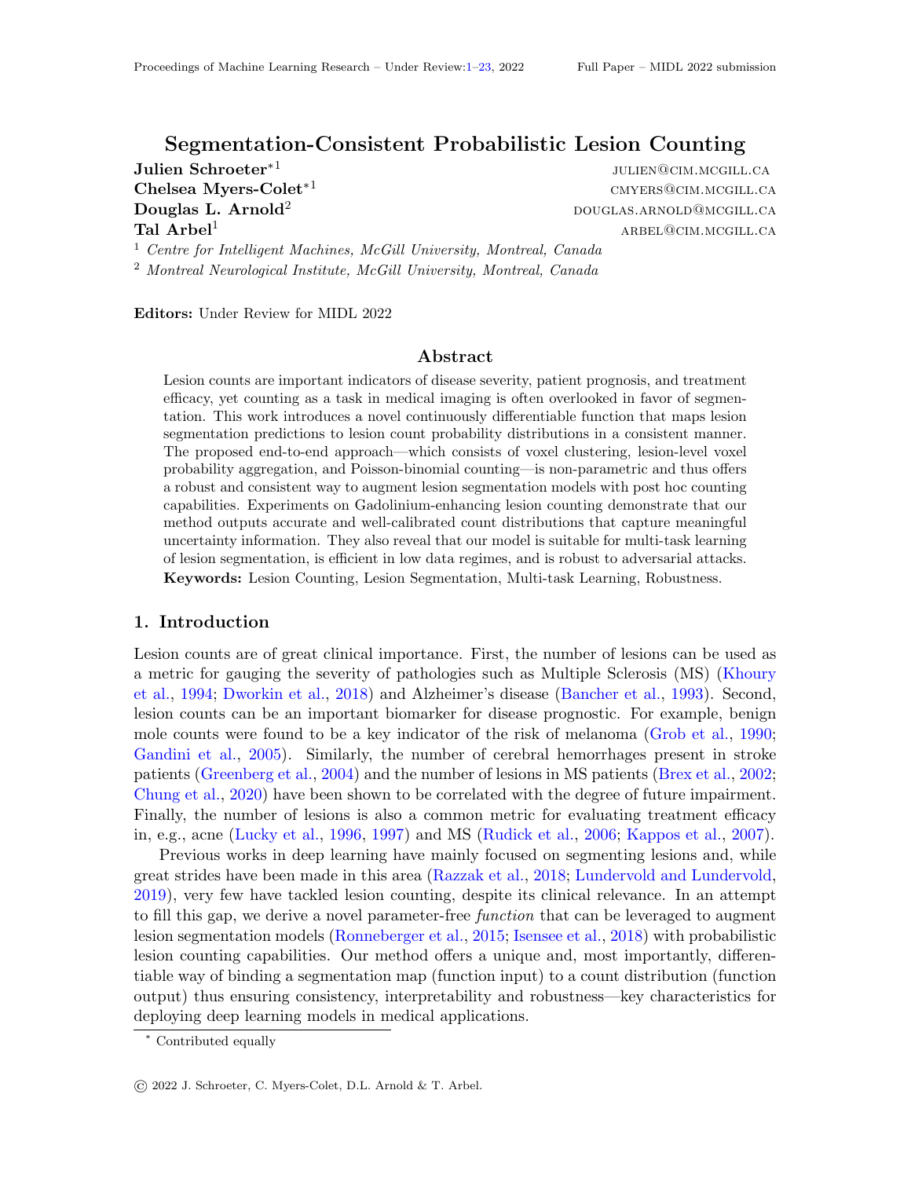# Segmentation-Consistent Probabilistic Lesion Counting

**Julien Schroeter**[∗1] JULIEN@CIM.MCGILL.CA

**Chelsea Myers-Colet**[∗1] CMYERS@CIM.MCGILL.CA

**Douglas L. Arnold**[2] DOUGLAS.ARNOLD@MCGILL.CA

**Tal Arbel**[1] ARBEL@CIM.MCGILL.CA

[1] *Centre for Intelligent Machines, McGill University, Montreal, Canada*

[2] *Montreal Neurological Institute, McGill University, Montreal, Canada*

**Editors:** Under Review for MIDL 2022

## Abstract

Lesion counts are important indicators of disease severity, patient prognosis, and treatment efficacy, yet counting as a task in medical imaging is often overlooked in favor of segmentation. This work introduces a novel continuously differentiable function that maps lesion segmentation predictions to lesion count probability distributions in a consistent manner. The proposed end-to-end approach—which consists of voxel clustering, lesion-level voxel probability aggregation, and Poisson-binomial counting—is non-parametric and thus offers a robust and consistent way to augment lesion segmentation models with post hoc counting capabilities. Experiments on Gadolinium-enhancing lesion counting demonstrate that our method outputs accurate and well-calibrated count distributions that capture meaningful uncertainty information. They also reveal that our model is suitable for multi-task learning of lesion segmentation, is efficient in low data regimes, and is robust to adversarial attacks.

**Keywords:** Lesion Counting, Lesion Segmentation, Multi-task Learning, Robustness.

## 1. Introduction

Lesion counts are of great clinical importance. First, the number of lesions can be used as a metric for gauging the severity of pathologies such as Multiple Sclerosis (MS) (Khoury et al., 1994; Dworkin et al., 2018) and Alzheimer's disease (Bancher et al., 1993). Second, lesion counts can be an important biomarker for disease prognostic. For example, benign mole counts were found to be a key indicator of the risk of melanoma (Grob et al., 1990; Gandini et al., 2005). Similarly, the number of cerebral hemorrhages present in stroke patients (Greenberg et al., 2004) and the number of lesions in MS patients (Brex et al., 2002; Chung et al., 2020) have been shown to be correlated with the degree of future impairment. Finally, the number of lesions is also a common metric for evaluating treatment efficacy in, e.g., acne (Lucky et al., 1996, 1997) and MS (Rudick et al., 2006; Kappos et al., 2007).

Previous works in deep learning have mainly focused on segmenting lesions and, while great strides have been made in this area (Razzak et al., 2018; Lundervold and Lundervold, 2019), very few have tackled lesion counting, despite its clinical relevance. In an attempt to fill this gap, we derive a novel parameter-free *function* that can be leveraged to augment lesion segmentation models (Ronneberger et al., 2015; Isensee et al., 2018) with probabilistic lesion counting capabilities. Our method offers a unique and, most importantly, differentiable way of binding a segmentation map (function input) to a count distribution (function output) thus ensuring consistency, interpretability and robustness—key characteristics for deploying deep learning models in medical applications.

---

∗ Contributed equally

© 2022 J. Schroeter, C. Myers-Colet, D.L. Arnold & T. Arbel.